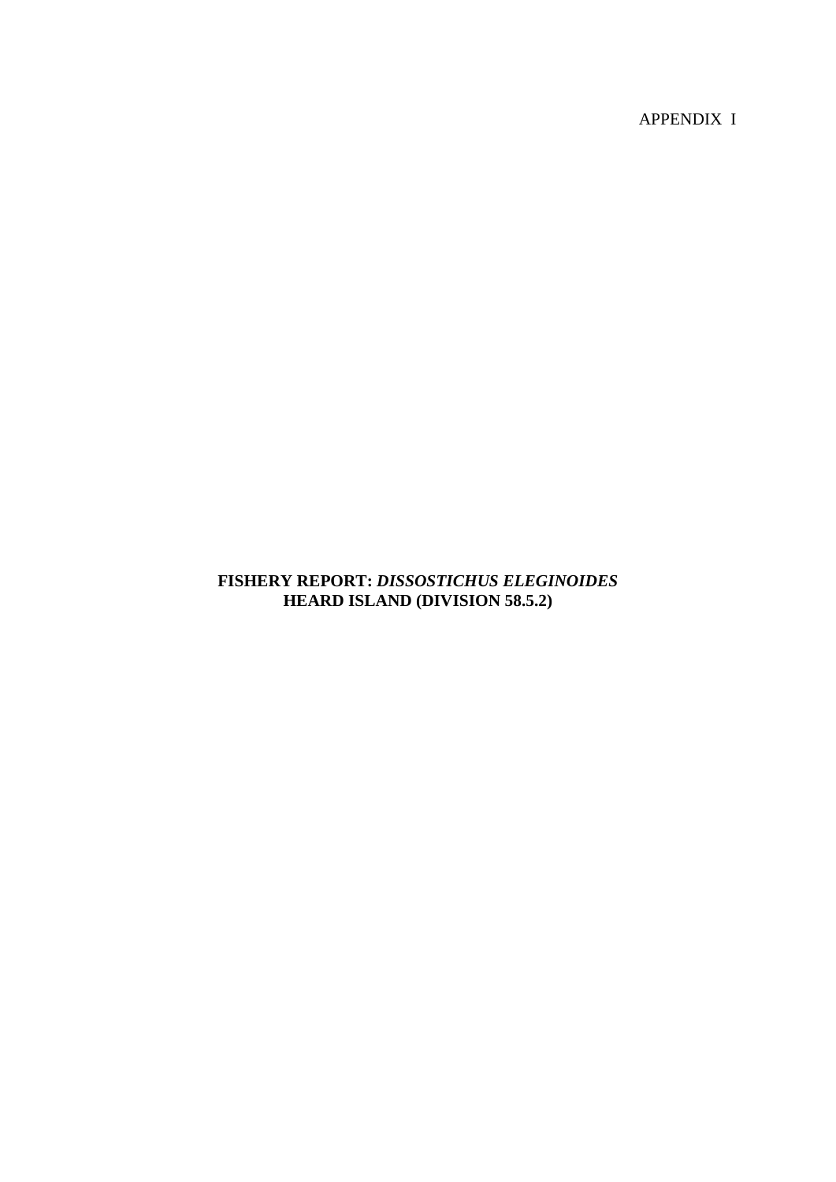APPENDIX I

# FISHERY REPORT: *DISSOSTICHUS ELEGINOIDES* HEARD ISLAND (DIVISION 58.5.2)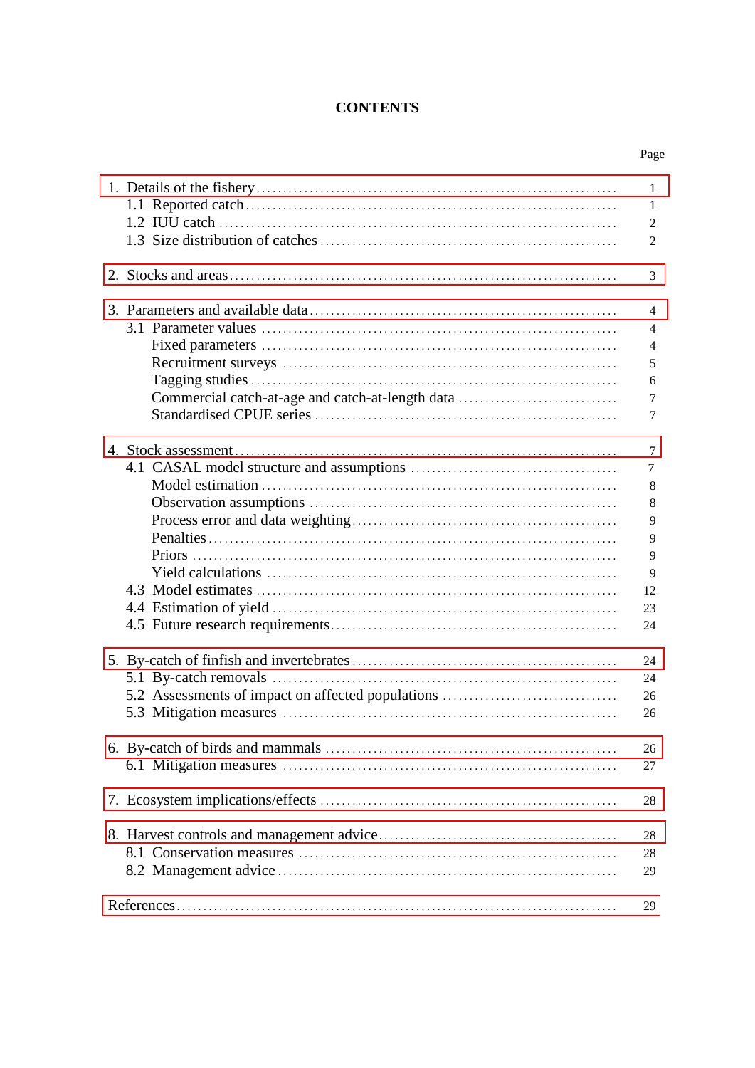# CONTENTS

| | Page |
|---|---|
| 1. Details of the fishery | 1 |
| 1.1 Reported catch | 1 |
| 1.2 IUU catch | 2 |
| 1.3 Size distribution of catches | 2 |
| 2. Stocks and areas | 3 |
| 3. Parameters and available data | 4 |
| 3.1 Parameter values | 4 |
| Fixed parameters | 4 |
| Recruitment surveys | 5 |
| Tagging studies | 6 |
| Commercial catch-at-age and catch-at-length data | 7 |
| Standardised CPUE series | 7 |
| 4. Stock assessment | 7 |
| 4.1 CASAL model structure and assumptions | 7 |
| Model estimation | 8 |
| Observation assumptions | 8 |
| Process error and data weighting | 9 |
| Penalties | 9 |
| Priors | 9 |
| Yield calculations | 9 |
| 4.3 Model estimates | 12 |
| 4.4 Estimation of yield | 23 |
| 4.5 Future research requirements | 24 |
| 5. By-catch of finfish and invertebrates | 24 |
| 5.1 By-catch removals | 24 |
| 5.2 Assessments of impact on affected populations | 26 |
| 5.3 Mitigation measures | 26 |
| 6. By-catch of birds and mammals | 26 |
| 6.1 Mitigation measures | 27 |
| 7. Ecosystem implications/effects | 28 |
| 8. Harvest controls and management advice | 28 |
| 8.1 Conservation measures | 28 |
| 8.2 Management advice | 29 |
| References | 29 |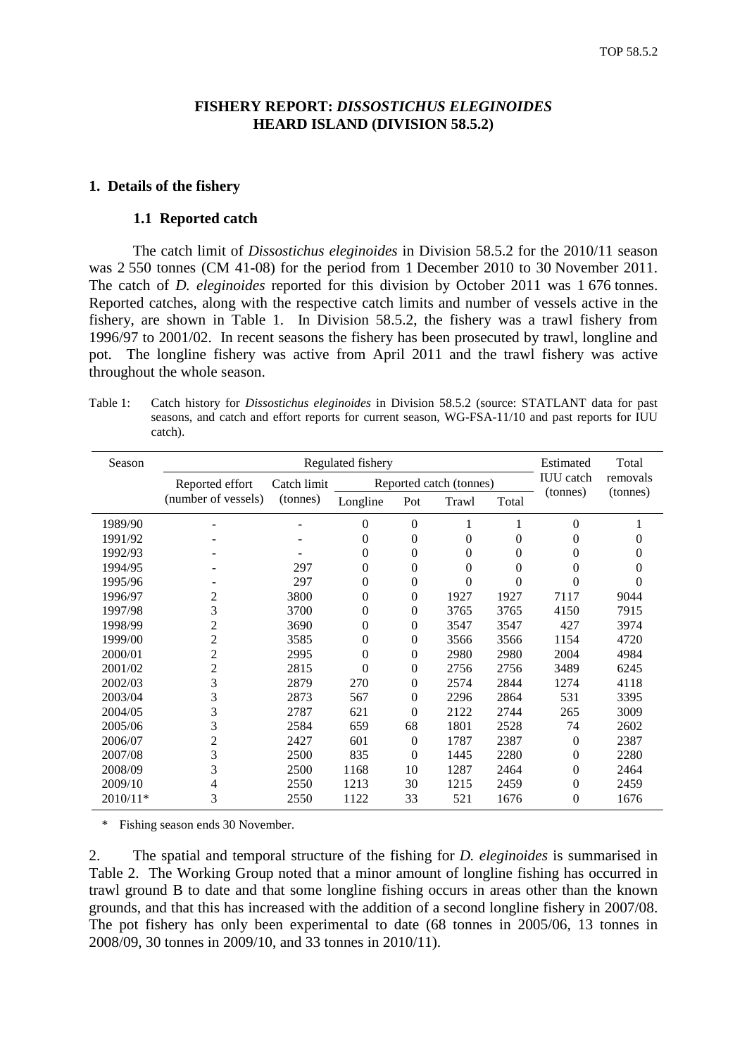**FISHERY REPORT: *DISSOSTICHUS ELEGINOIDES* HEARD ISLAND (DIVISION 58.5.2)**

## 1. Details of the fishery

### 1.1 Reported catch

The catch limit of *Dissostichus eleginoides* in Division 58.5.2 for the 2010/11 season was 2 550 tonnes (CM 41-08) for the period from 1 December 2010 to 30 November 2011. The catch of *D. eleginoides* reported for this division by October 2011 was 1 676 tonnes. Reported catches, along with the respective catch limits and number of vessels active in the fishery, are shown in Table 1. In Division 58.5.2, the fishery was a trawl fishery from 1996/97 to 2001/02. In recent seasons the fishery has been prosecuted by trawl, longline and pot. The longline fishery was active from April 2011 and the trawl fishery was active throughout the whole season.

Table 1: Catch history for *Dissostichus eleginoides* in Division 58.5.2 (source: STATLANT data for past seasons, and catch and effort reports for current season, WG-FSA-11/10 and past reports for IUU catch).

| Season | Regulated fishery | | | | | | Estimated IUU catch (tonnes) | Total removals (tonnes) |
|---|---|---|---|---|---|---|---|---|
| | Reported effort (number of vessels) | Catch limit (tonnes) | Reported catch (tonnes) | | | | | |
| | | | Longline | Pot | Trawl | Total | | |
| 1989/90 | - | - | 0 | 0 | 1 | 1 | 0 | 1 |
| 1991/92 | - | - | 0 | 0 | 0 | 0 | 0 | 0 |
| 1992/93 | - | - | 0 | 0 | 0 | 0 | 0 | 0 |
| 1994/95 | - | 297 | 0 | 0 | 0 | 0 | 0 | 0 |
| 1995/96 | - | 297 | 0 | 0 | 0 | 0 | 0 | 0 |
| 1996/97 | 2 | 3800 | 0 | 0 | 1927 | 1927 | 7117 | 9044 |
| 1997/98 | 3 | 3700 | 0 | 0 | 3765 | 3765 | 4150 | 7915 |
| 1998/99 | 2 | 3690 | 0 | 0 | 3547 | 3547 | 427 | 3974 |
| 1999/00 | 2 | 3585 | 0 | 0 | 3566 | 3566 | 1154 | 4720 |
| 2000/01 | 2 | 2995 | 0 | 0 | 2980 | 2980 | 2004 | 4984 |
| 2001/02 | 2 | 2815 | 0 | 0 | 2756 | 2756 | 3489 | 6245 |
| 2002/03 | 3 | 2879 | 270 | 0 | 2574 | 2844 | 1274 | 4118 |
| 2003/04 | 3 | 2873 | 567 | 0 | 2296 | 2864 | 531 | 3395 |
| 2004/05 | 3 | 2787 | 621 | 0 | 2122 | 2744 | 265 | 3009 |
| 2005/06 | 3 | 2584 | 659 | 68 | 1801 | 2528 | 74 | 2602 |
| 2006/07 | 2 | 2427 | 601 | 0 | 1787 | 2387 | 0 | 2387 |
| 2007/08 | 3 | 2500 | 835 | 0 | 1445 | 2280 | 0 | 2280 |
| 2008/09 | 3 | 2500 | 1168 | 10 | 1287 | 2464 | 0 | 2464 |
| 2009/10 | 4 | 2550 | 1213 | 30 | 1215 | 2459 | 0 | 2459 |
| 2010/11* | 3 | 2550 | 1122 | 33 | 521 | 1676 | 0 | 1676 |

\* Fishing season ends 30 November.

2. The spatial and temporal structure of the fishing for *D. eleginoides* is summarised in Table 2. The Working Group noted that a minor amount of longline fishing has occurred in trawl ground B to date and that some longline fishing occurs in areas other than the known grounds, and that this has increased with the addition of a second longline fishery in 2007/08. The pot fishery has only been experimental to date (68 tonnes in 2005/06, 13 tonnes in 2008/09, 30 tonnes in 2009/10, and 33 tonnes in 2010/11).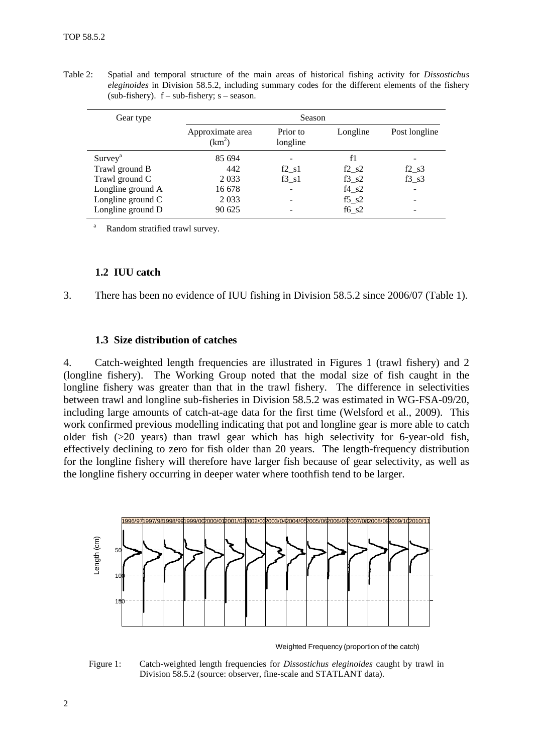Table 2: Spatial and temporal structure of the main areas of historical fishing activity for *Dissostichus eleginoides* in Division 58.5.2, including summary codes for the different elements of the fishery (sub-fishery). f – sub-fishery; s – season.

| Gear type | Season | | | |
|---|---|---|---|---|
| | Approximate area ($km^2$) | Prior to longline | Longline | Post longline |
| Survey[a] | 85 694 | - | f1 | - |
| Trawl ground B | 442 | f2_s1 | f2_s2 | f2_s3 |
| Trawl ground C | 2 033 | f3_s1 | f3_s2 | f3_s3 |
| Longline ground A | 16 678 | - | f4_s2 | - |
| Longline ground C | 2 033 | - | f5_s2 | - |
| Longline ground D | 90 625 | - | f6_s2 | - |

[a] Random stratified trawl survey.

### 1.2 IUU catch

3. There has been no evidence of IUU fishing in Division 58.5.2 since 2006/07 (Table 1).

### 1.3 Size distribution of catches

4. Catch-weighted length frequencies are illustrated in Figures 1 (trawl fishery) and 2 (longline fishery). The Working Group noted that the modal size of fish caught in the longline fishery was greater than that in the trawl fishery. The difference in selectivities between trawl and longline sub-fisheries in Division 58.5.2 was estimated in WG-FSA-09/20, including large amounts of catch-at-age data for the first time (Welsford et al., 2009). This work confirmed previous modelling indicating that pot and longline gear is more able to catch older fish (>20 years) than trawl gear which has high selectivity for 6-year-old fish, effectively declining to zero for fish older than 20 years. The length-frequency distribution for the longline fishery will therefore have larger fish because of gear selectivity, as well as the longline fishery occurring in deeper water where toothfish tend to be larger.

1996/97 1997/98 1998/99 1999/00 2000/01 2001/02 2002/03 2003/04 2004/05 2005/06 2006/07 2007/08 2008/09 2009/10 2010/11

Length (cm)

50

100

150

Weighted Frequency (proportion of the catch)

Figure 1: Catch-weighted length frequencies for *Dissostichus eleginoides* caught by trawl in Division 58.5.2 (source: observer, fine-scale and STATLANT data).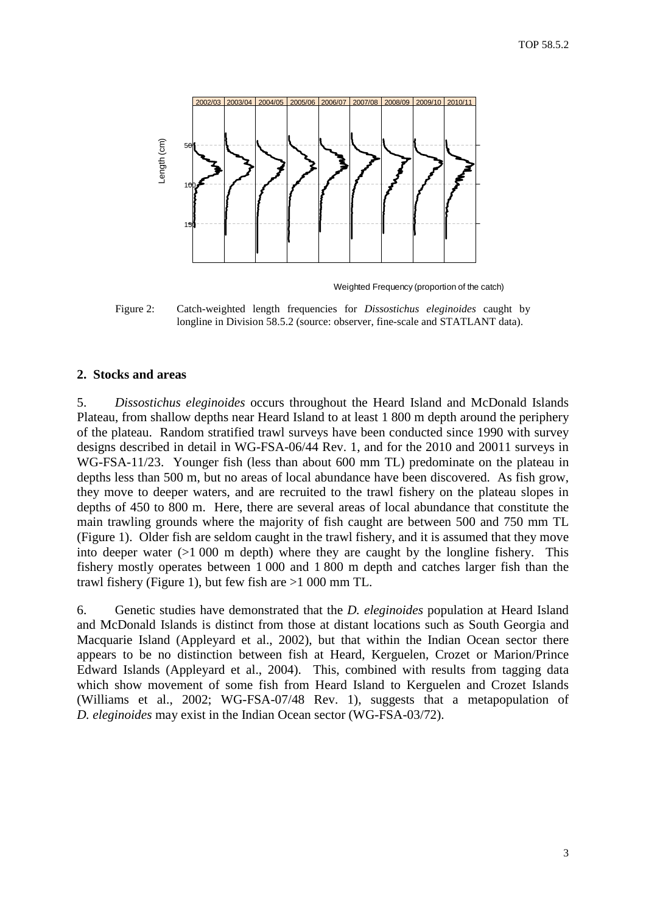2002/03 2003/04 2004/05 2005/06 2006/07 2007/08 2008/09 2009/10 2010/11

Length (cm)

50

100

150

Weighted Frequency (proportion of the catch)

Figure 2: Catch-weighted length frequencies for *Dissostichus eleginoides* caught by longline in Division 58.5.2 (source: observer, fine-scale and STATLANT data).

## 2. Stocks and areas

5. *Dissostichus eleginoides* occurs throughout the Heard Island and McDonald Islands Plateau, from shallow depths near Heard Island to at least 1 800 m depth around the periphery of the plateau. Random stratified trawl surveys have been conducted since 1990 with survey designs described in detail in WG-FSA-06/44 Rev. 1, and for the 2010 and 20011 surveys in WG-FSA-11/23. Younger fish (less than about 600 mm TL) predominate on the plateau in depths less than 500 m, but no areas of local abundance have been discovered. As fish grow, they move to deeper waters, and are recruited to the trawl fishery on the plateau slopes in depths of 450 to 800 m. Here, there are several areas of local abundance that constitute the main trawling grounds where the majority of fish caught are between 500 and 750 mm TL (Figure 1). Older fish are seldom caught in the trawl fishery, and it is assumed that they move into deeper water (>1 000 m depth) where they are caught by the longline fishery. This fishery mostly operates between 1 000 and 1 800 m depth and catches larger fish than the trawl fishery (Figure 1), but few fish are >1 000 mm TL.

6. Genetic studies have demonstrated that the *D. eleginoides* population at Heard Island and McDonald Islands is distinct from those at distant locations such as South Georgia and Macquarie Island (Appleyard et al., 2002), but that within the Indian Ocean sector there appears to be no distinction between fish at Heard, Kerguelen, Crozet or Marion/Prince Edward Islands (Appleyard et al., 2004). This, combined with results from tagging data which show movement of some fish from Heard Island to Kerguelen and Crozet Islands (Williams et al., 2002; WG-FSA-07/48 Rev. 1), suggests that a metapopulation of *D. eleginoides* may exist in the Indian Ocean sector (WG-FSA-03/72).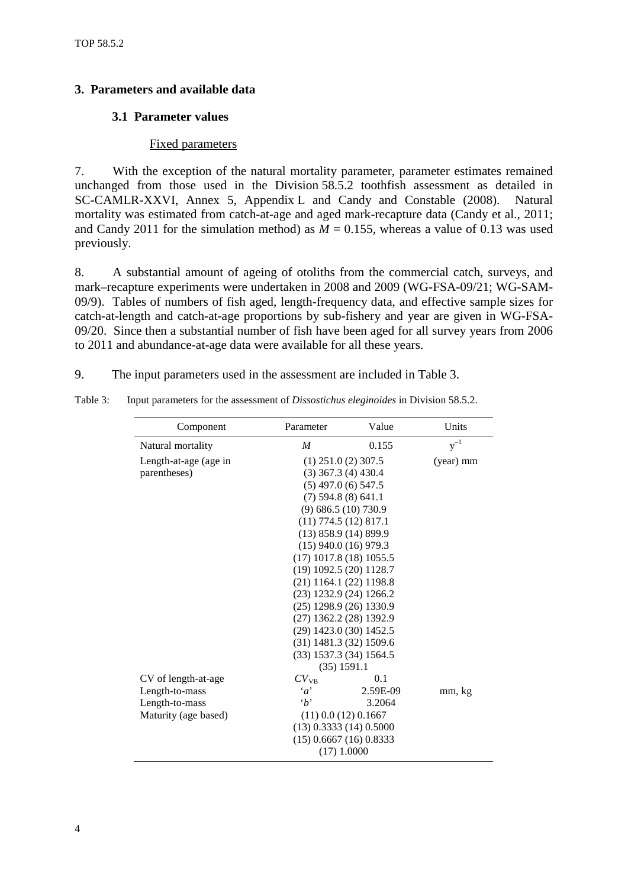## 3. Parameters and available data

### 3.1 Parameter values

Fixed parameters

7. With the exception of the natural mortality parameter, parameter estimates remained unchanged from those used in the Division 58.5.2 toothfish assessment as detailed in SC-CAMLR-XXVI, Annex 5, Appendix L and Candy and Constable (2008). Natural mortality was estimated from catch-at-age and aged mark-recapture data (Candy et al., 2011; and Candy 2011 for the simulation method) as $M = 0.155$, whereas a value of 0.13 was used previously.

8. A substantial amount of ageing of otoliths from the commercial catch, surveys, and mark–recapture experiments were undertaken in 2008 and 2009 (WG-FSA-09/21; WG-SAM-09/9). Tables of numbers of fish aged, length-frequency data, and effective sample sizes for catch-at-length and catch-at-age proportions by sub-fishery and year are given in WG-FSA-09/20. Since then a substantial number of fish have been aged for all survey years from 2006 to 2011 and abundance-at-age data were available for all these years.

9. The input parameters used in the assessment are included in Table 3.

Table 3: Input parameters for the assessment of *Dissostichus eleginoides* in Division 58.5.2.

| Component | Parameter | Value | Units |
|---|---|---|---|
| Natural mortality | $M$ | 0.155 | $y^{-1}$ |
| Length-at-age (age in parentheses) | (1) 251.0 (2) 307.5<br>(3) 367.3 (4) 430.4<br>(5) 497.0 (6) 547.5<br>(7) 594.8 (8) 641.1<br>(9) 686.5 (10) 730.9<br>(11) 774.5 (12) 817.1<br>(13) 858.9 (14) 899.9<br>(15) 940.0 (16) 979.3<br>(17) 1017.8 (18) 1055.5<br>(19) 1092.5 (20) 1128.7<br>(21) 1164.1 (22) 1198.8<br>(23) 1232.9 (24) 1266.2<br>(25) 1298.9 (26) 1330.9<br>(27) 1362.2 (28) 1392.9<br>(29) 1423.0 (30) 1452.5<br>(31) 1481.3 (32) 1509.6<br>(33) 1537.3 (34) 1564.5<br>(35) 1591.1 | | (year) mm |
| CV of length-at-age | $CV_{VB}$ | 0.1 | |
| Length-to-mass | '$a$' | 2.59E-09 | mm, kg |
| Length-to-mass | '$b$' | 3.2064 | |
| Maturity (age based) | (11) 0.0 (12) 0.1667<br>(13) 0.3333 (14) 0.5000<br>(15) 0.6667 (16) 0.8333<br>(17) 1.0000 | | |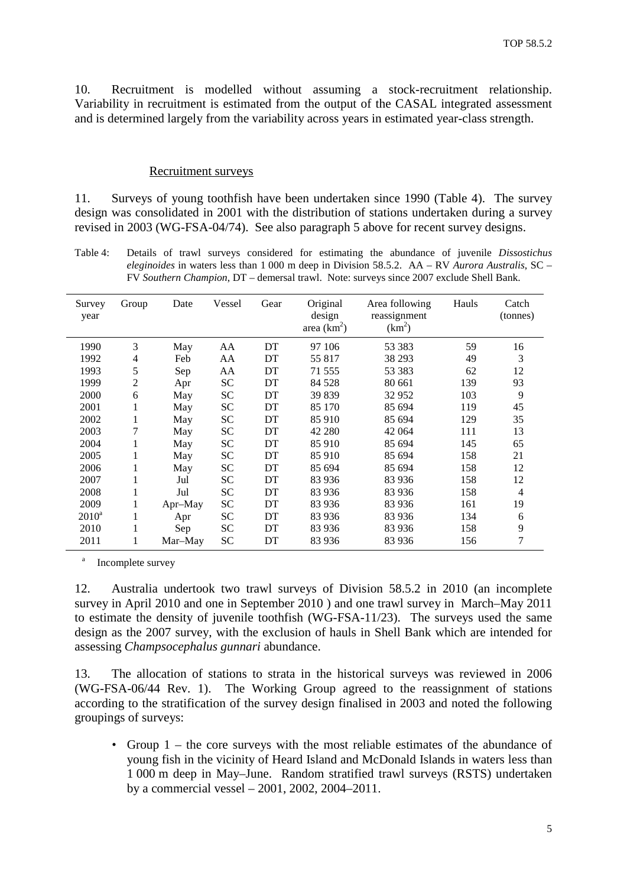10. Recruitment is modelled without assuming a stock-recruitment relationship. Variability in recruitment is estimated from the output of the CASAL integrated assessment and is determined largely from the variability across years in estimated year-class strength.

## Recruitment surveys

11. Surveys of young toothfish have been undertaken since 1990 (Table 4). The survey design was consolidated in 2001 with the distribution of stations undertaken during a survey revised in 2003 (WG-FSA-04/74). See also paragraph 5 above for recent survey designs.

Table 4: Details of trawl surveys considered for estimating the abundance of juvenile *Dissostichus eleginoides* in waters less than 1 000 m deep in Division 58.5.2. AA – RV *Aurora Australis*, SC – FV *Southern Champion*, DT – demersal trawl. Note: surveys since 2007 exclude Shell Bank.

| Survey year | Group | Date | Vessel | Gear | Original design area (km$^2$) | Area following reassignment (km$^2$) | Hauls | Catch (tonnes) |
|---|---|---|---|---|---|---|---|---|
| 1990 | 3 | May | AA | DT | 97 106 | 53 383 | 59 | 16 |
| 1992 | 4 | Feb | AA | DT | 55 817 | 38 293 | 49 | 3 |
| 1993 | 5 | Sep | AA | DT | 71 555 | 53 383 | 62 | 12 |
| 1999 | 2 | Apr | SC | DT | 84 528 | 80 661 | 139 | 93 |
| 2000 | 6 | May | SC | DT | 39 839 | 32 952 | 103 | 9 |
| 2001 | 1 | May | SC | DT | 85 170 | 85 694 | 119 | 45 |
| 2002 | 1 | May | SC | DT | 85 910 | 85 694 | 129 | 35 |
| 2003 | 7 | May | SC | DT | 42 280 | 42 064 | 111 | 13 |
| 2004 | 1 | May | SC | DT | 85 910 | 85 694 | 145 | 65 |
| 2005 | 1 | May | SC | DT | 85 910 | 85 694 | 158 | 21 |
| 2006 | 1 | May | SC | DT | 85 694 | 85 694 | 158 | 12 |
| 2007 | 1 | Jul | SC | DT | 83 936 | 83 936 | 158 | 12 |
| 2008 | 1 | Jul | SC | DT | 83 936 | 83 936 | 158 | 4 |
| 2009 | 1 | Apr–May | SC | DT | 83 936 | 83 936 | 161 | 19 |
| 2010[a] | 1 | Apr | SC | DT | 83 936 | 83 936 | 134 | 6 |
| 2010 | 1 | Sep | SC | DT | 83 936 | 83 936 | 158 | 9 |
| 2011 | 1 | Mar–May | SC | DT | 83 936 | 83 936 | 156 | 7 |

[a] Incomplete survey

12. Australia undertook two trawl surveys of Division 58.5.2 in 2010 (an incomplete survey in April 2010 and one in September 2010 ) and one trawl survey in March–May 2011 to estimate the density of juvenile toothfish (WG-FSA-11/23). The surveys used the same design as the 2007 survey, with the exclusion of hauls in Shell Bank which are intended for assessing *Champsocephalus gunnari* abundance.

13. The allocation of stations to strata in the historical surveys was reviewed in 2006 (WG-FSA-06/44 Rev. 1). The Working Group agreed to the reassignment of stations according to the stratification of the survey design finalised in 2003 and noted the following groupings of surveys:

- Group 1 – the core surveys with the most reliable estimates of the abundance of young fish in the vicinity of Heard Island and McDonald Islands in waters less than 1 000 m deep in May–June. Random stratified trawl surveys (RSTS) undertaken by a commercial vessel – 2001, 2002, 2004–2011.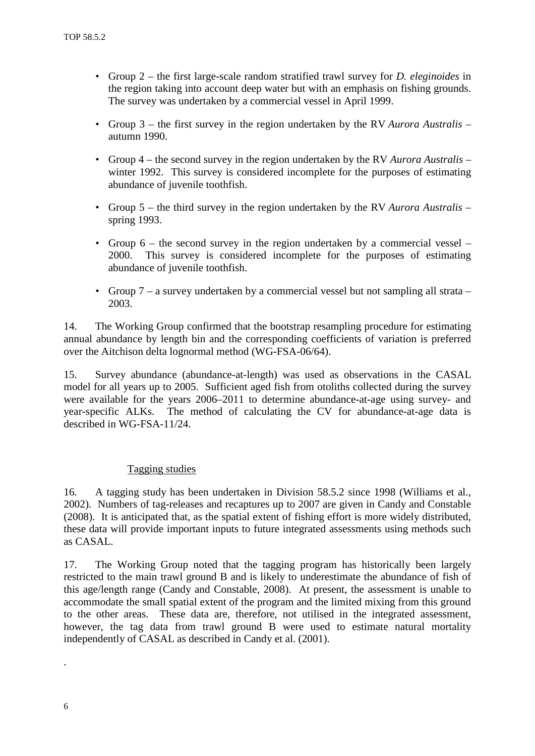- Group 2 – the first large-scale random stratified trawl survey for *D. eleginoides* in the region taking into account deep water but with an emphasis on fishing grounds. The survey was undertaken by a commercial vessel in April 1999.
- Group 3 – the first survey in the region undertaken by the RV *Aurora Australis* – autumn 1990.
- Group 4 – the second survey in the region undertaken by the RV *Aurora Australis* – winter 1992. This survey is considered incomplete for the purposes of estimating abundance of juvenile toothfish.
- Group 5 – the third survey in the region undertaken by the RV *Aurora Australis* – spring 1993.
- Group 6 – the second survey in the region undertaken by a commercial vessel – 2000. This survey is considered incomplete for the purposes of estimating abundance of juvenile toothfish.
- Group 7 – a survey undertaken by a commercial vessel but not sampling all strata – 2003.

14. The Working Group confirmed that the bootstrap resampling procedure for estimating annual abundance by length bin and the corresponding coefficients of variation is preferred over the Aitchison delta lognormal method (WG-FSA-06/64).

15. Survey abundance (abundance-at-length) was used as observations in the CASAL model for all years up to 2005. Sufficient aged fish from otoliths collected during the survey were available for the years 2006–2011 to determine abundance-at-age using survey- and year-specific ALKs. The method of calculating the CV for abundance-at-age data is described in WG-FSA-11/24.

### Tagging studies

16. A tagging study has been undertaken in Division 58.5.2 since 1998 (Williams et al., 2002). Numbers of tag-releases and recaptures up to 2007 are given in Candy and Constable (2008). It is anticipated that, as the spatial extent of fishing effort is more widely distributed, these data will provide important inputs to future integrated assessments using methods such as CASAL.

17. The Working Group noted that the tagging program has historically been largely restricted to the main trawl ground B and is likely to underestimate the abundance of fish of this age/length range (Candy and Constable, 2008). At present, the assessment is unable to accommodate the small spatial extent of the program and the limited mixing from this ground to the other areas. These data are, therefore, not utilised in the integrated assessment, however, the tag data from trawl ground B were used to estimate natural mortality independently of CASAL as described in Candy et al. (2001).

.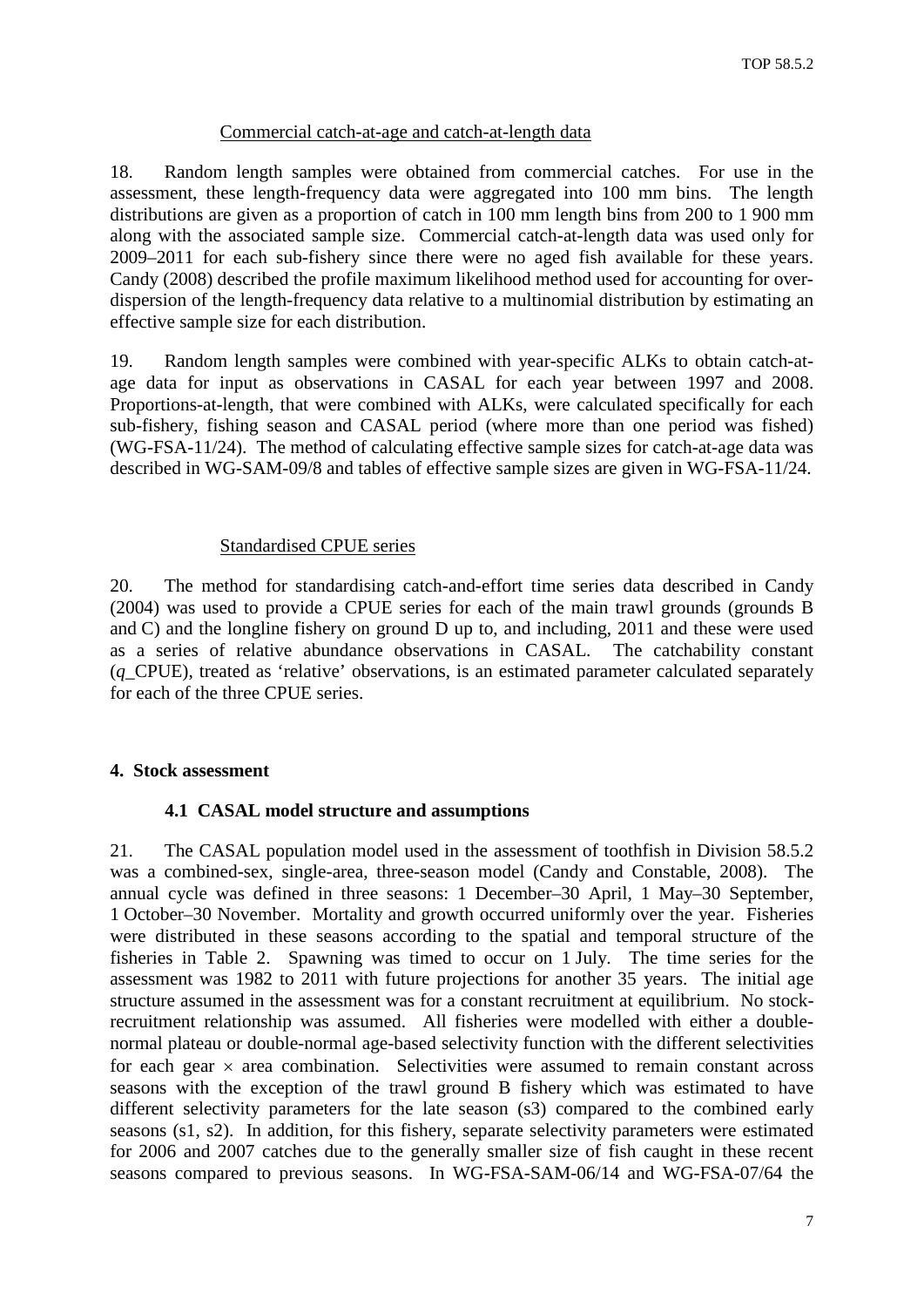Commercial catch-at-age and catch-at-length data

18. Random length samples were obtained from commercial catches. For use in the assessment, these length-frequency data were aggregated into 100 mm bins. The length distributions are given as a proportion of catch in 100 mm length bins from 200 to 1 900 mm along with the associated sample size. Commercial catch-at-length data was used only for 2009–2011 for each sub-fishery since there were no aged fish available for these years. Candy (2008) described the profile maximum likelihood method used for accounting for over-dispersion of the length-frequency data relative to a multinomial distribution by estimating an effective sample size for each distribution.

19. Random length samples were combined with year-specific ALKs to obtain catch-at-age data for input as observations in CASAL for each year between 1997 and 2008. Proportions-at-length, that were combined with ALKs, were calculated specifically for each sub-fishery, fishing season and CASAL period (where more than one period was fished) (WG-FSA-11/24). The method of calculating effective sample sizes for catch-at-age data was described in WG-SAM-09/8 and tables of effective sample sizes are given in WG-FSA-11/24.

Standardised CPUE series

20. The method for standardising catch-and-effort time series data described in Candy (2004) was used to provide a CPUE series for each of the main trawl grounds (grounds B and C) and the longline fishery on ground D up to, and including, 2011 and these were used as a series of relative abundance observations in CASAL. The catchability constant (*q*_CPUE), treated as 'relative' observations, is an estimated parameter calculated separately for each of the three CPUE series.

## 4. Stock assessment

### 4.1 CASAL model structure and assumptions

21. The CASAL population model used in the assessment of toothfish in Division 58.5.2 was a combined-sex, single-area, three-season model (Candy and Constable, 2008). The annual cycle was defined in three seasons: 1 December–30 April, 1 May–30 September, 1 October–30 November. Mortality and growth occurred uniformly over the year. Fisheries were distributed in these seasons according to the spatial and temporal structure of the fisheries in Table 2. Spawning was timed to occur on 1 July. The time series for the assessment was 1982 to 2011 with future projections for another 35 years. The initial age structure assumed in the assessment was for a constant recruitment at equilibrium. No stock-recruitment relationship was assumed. All fisheries were modelled with either a double-normal plateau or double-normal age-based selectivity function with the different selectivities for each gear $\times$ area combination. Selectivities were assumed to remain constant across seasons with the exception of the trawl ground B fishery which was estimated to have different selectivity parameters for the late season (s3) compared to the combined early seasons (s1, s2). In addition, for this fishery, separate selectivity parameters were estimated for 2006 and 2007 catches due to the generally smaller size of fish caught in these recent seasons compared to previous seasons. In WG-FSA-SAM-06/14 and WG-FSA-07/64 the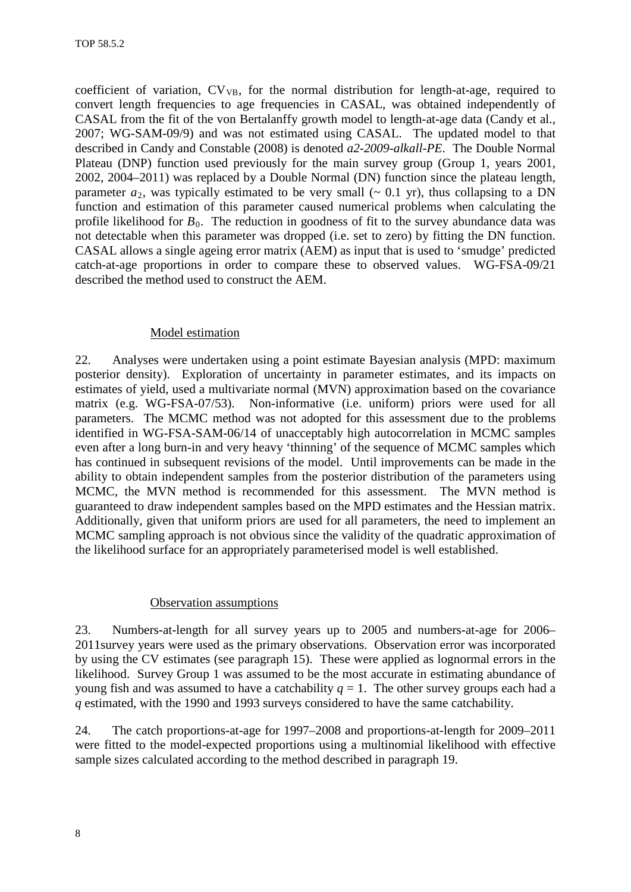coefficient of variation, $CV_{VB}$, for the normal distribution for length-at-age, required to convert length frequencies to age frequencies in CASAL, was obtained independently of CASAL from the fit of the von Bertalanffy growth model to length-at-age data (Candy et al., 2007; WG-SAM-09/9) and was not estimated using CASAL. The updated model to that described in Candy and Constable (2008) is denoted *a2-2009-alkall-PE*. The Double Normal Plateau (DNP) function used previously for the main survey group (Group 1, years 2001, 2002, 2004–2011) was replaced by a Double Normal (DN) function since the plateau length, parameter $a_2$, was typically estimated to be very small (~ 0.1 yr), thus collapsing to a DN function and estimation of this parameter caused numerical problems when calculating the profile likelihood for $B_0$. The reduction in goodness of fit to the survey abundance data was not detectable when this parameter was dropped (i.e. set to zero) by fitting the DN function. CASAL allows a single ageing error matrix (AEM) as input that is used to 'smudge' predicted catch-at-age proportions in order to compare these to observed values. WG-FSA-09/21 described the method used to construct the AEM.

### Model estimation

22. Analyses were undertaken using a point estimate Bayesian analysis (MPD: maximum posterior density). Exploration of uncertainty in parameter estimates, and its impacts on estimates of yield, used a multivariate normal (MVN) approximation based on the covariance matrix (e.g. WG-FSA-07/53). Non-informative (i.e. uniform) priors were used for all parameters. The MCMC method was not adopted for this assessment due to the problems identified in WG-FSA-SAM-06/14 of unacceptably high autocorrelation in MCMC samples even after a long burn-in and very heavy 'thinning' of the sequence of MCMC samples which has continued in subsequent revisions of the model. Until improvements can be made in the ability to obtain independent samples from the posterior distribution of the parameters using MCMC, the MVN method is recommended for this assessment. The MVN method is guaranteed to draw independent samples based on the MPD estimates and the Hessian matrix. Additionally, given that uniform priors are used for all parameters, the need to implement an MCMC sampling approach is not obvious since the validity of the quadratic approximation of the likelihood surface for an appropriately parameterised model is well established.

### Observation assumptions

23. Numbers-at-length for all survey years up to 2005 and numbers-at-age for 2006–2011survey years were used as the primary observations. Observation error was incorporated by using the CV estimates (see paragraph 15). These were applied as lognormal errors in the likelihood. Survey Group 1 was assumed to be the most accurate in estimating abundance of young fish and was assumed to have a catchability $q = 1$. The other survey groups each had a $q$ estimated, with the 1990 and 1993 surveys considered to have the same catchability.

24. The catch proportions-at-age for 1997–2008 and proportions-at-length for 2009–2011 were fitted to the model-expected proportions using a multinomial likelihood with effective sample sizes calculated according to the method described in paragraph 19.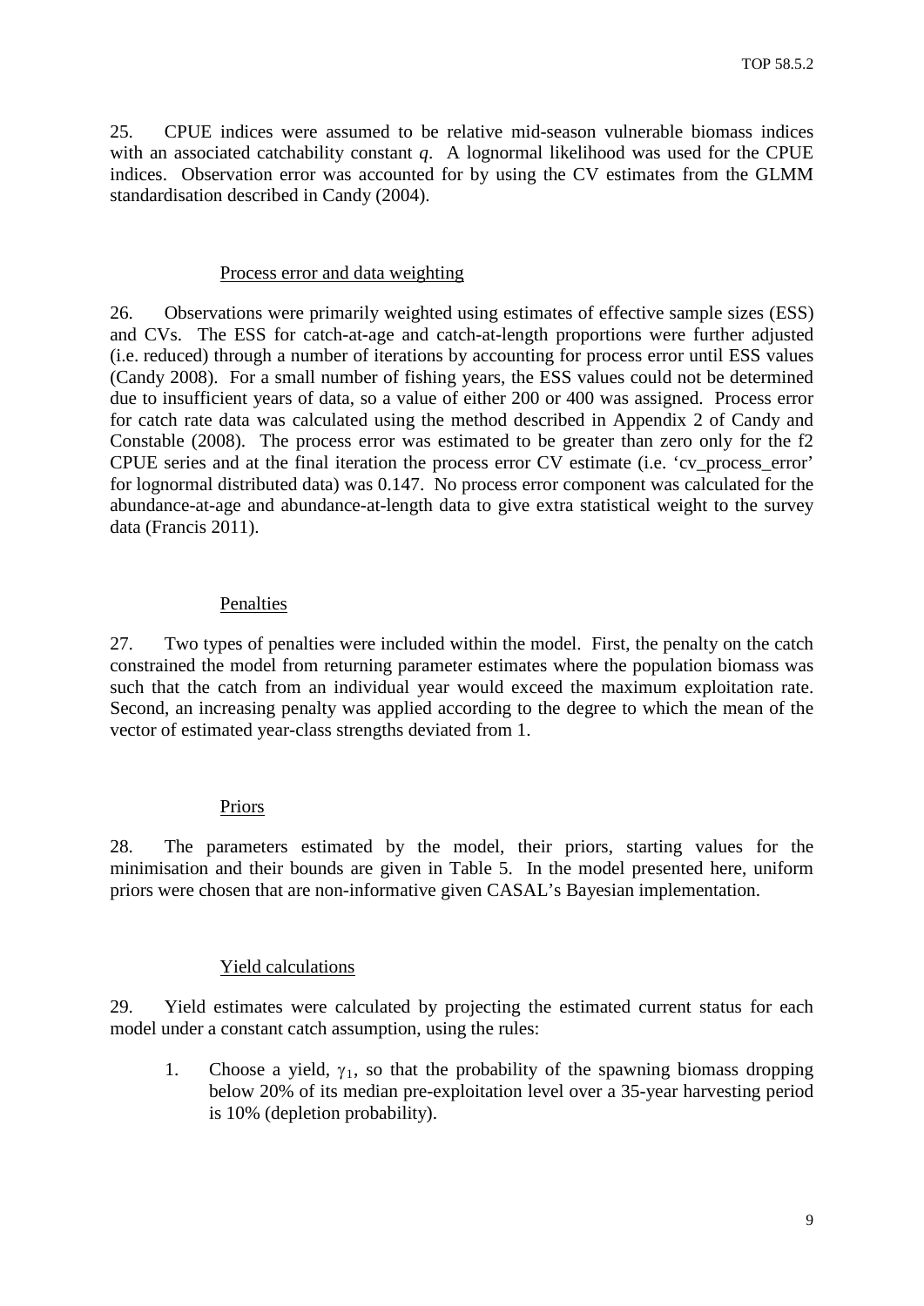25. CPUE indices were assumed to be relative mid-season vulnerable biomass indices with an associated catchability constant $q$. A lognormal likelihood was used for the CPUE indices. Observation error was accounted for by using the CV estimates from the GLMM standardisation described in Candy (2004).

### Process error and data weighting

26. Observations were primarily weighted using estimates of effective sample sizes (ESS) and CVs. The ESS for catch-at-age and catch-at-length proportions were further adjusted (i.e. reduced) through a number of iterations by accounting for process error until ESS values (Candy 2008). For a small number of fishing years, the ESS values could not be determined due to insufficient years of data, so a value of either 200 or 400 was assigned. Process error for catch rate data was calculated using the method described in Appendix 2 of Candy and Constable (2008). The process error was estimated to be greater than zero only for the f2 CPUE series and at the final iteration the process error CV estimate (i.e. 'cv_process_error' for lognormal distributed data) was 0.147. No process error component was calculated for the abundance-at-age and abundance-at-length data to give extra statistical weight to the survey data (Francis 2011).

### Penalties

27. Two types of penalties were included within the model. First, the penalty on the catch constrained the model from returning parameter estimates where the population biomass was such that the catch from an individual year would exceed the maximum exploitation rate. Second, an increasing penalty was applied according to the degree to which the mean of the vector of estimated year-class strengths deviated from 1.

### Priors

28. The parameters estimated by the model, their priors, starting values for the minimisation and their bounds are given in Table 5. In the model presented here, uniform priors were chosen that are non-informative given CASAL's Bayesian implementation.

### Yield calculations

29. Yield estimates were calculated by projecting the estimated current status for each model under a constant catch assumption, using the rules:

1. Choose a yield, $\gamma_1$, so that the probability of the spawning biomass dropping below 20% of its median pre-exploitation level over a 35-year harvesting period is 10% (depletion probability).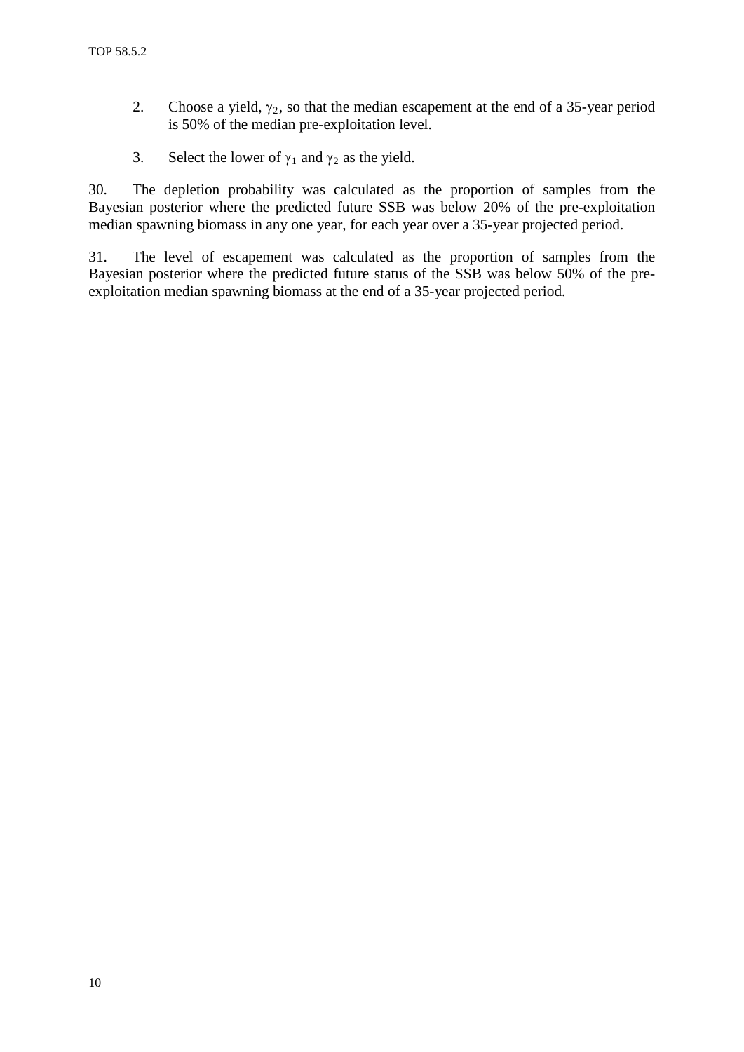2. Choose a yield, $\gamma_2$, so that the median escapement at the end of a 35-year period is 50% of the median pre-exploitation level.

3. Select the lower of $\gamma_1$ and $\gamma_2$ as the yield.

30. The depletion probability was calculated as the proportion of samples from the Bayesian posterior where the predicted future SSB was below 20% of the pre-exploitation median spawning biomass in any one year, for each year over a 35-year projected period.

31. The level of escapement was calculated as the proportion of samples from the Bayesian posterior where the predicted future status of the SSB was below 50% of the pre-exploitation median spawning biomass at the end of a 35-year projected period.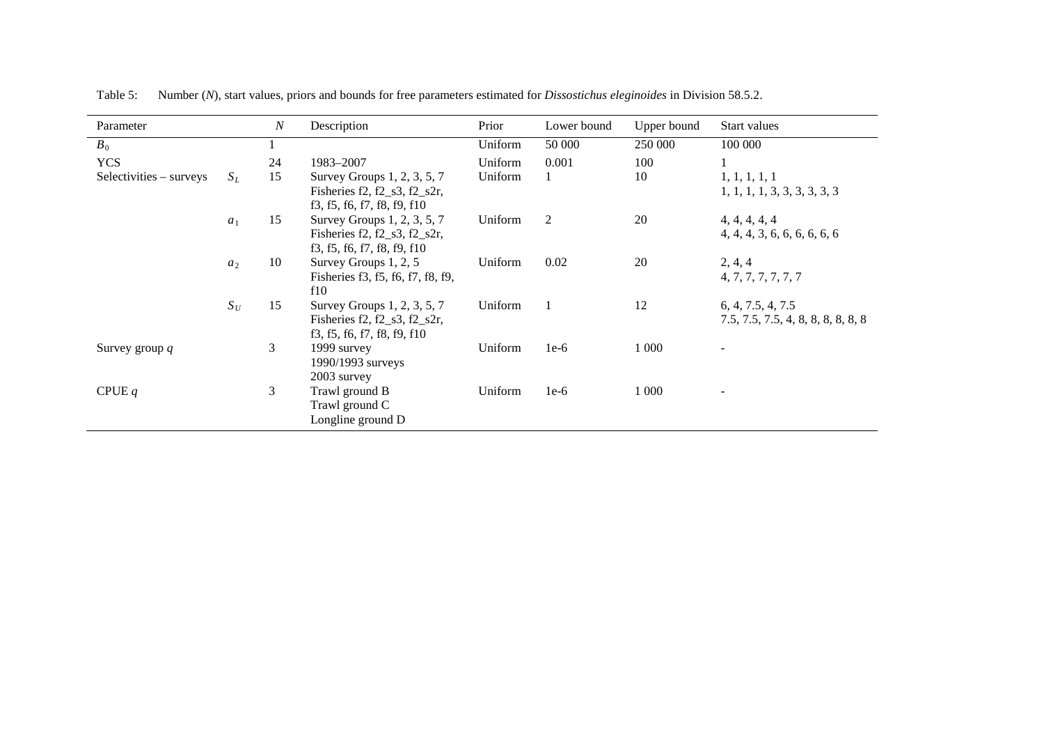Table 5: Number ($N$), start values, priors and bounds for free parameters estimated for *Dissostichus eleginoides* in Division 58.5.2.

| Parameter | | $N$ | Description | Prior | Lower bound | Upper bound | Start values |
|---|---|---|---|---|---|---|---|
| $B_0$ | | 1 | | Uniform | 50 000 | 250 000 | 100 000 |
| YCS | | 24 | 1983–2007 | Uniform | 0.001 | 100 | 1 |
| Selectivities – surveys | $S_L$ | 15 | Survey Groups 1, 2, 3, 5, 7<br>Fisheries f2, f2_s3, f2_s2r, f3, f5, f6, f7, f8, f9, f10 | Uniform | 1 | 10 | 1, 1, 1, 1, 1<br>1, 1, 1, 1, 3, 3, 3, 3, 3, 3 |
| | $a_1$ | 15 | Survey Groups 1, 2, 3, 5, 7<br>Fisheries f2, f2_s3, f2_s2r, f3, f5, f6, f7, f8, f9, f10 | Uniform | 2 | 20 | 4, 4, 4, 4, 4<br>4, 4, 4, 3, 6, 6, 6, 6, 6, 6 |
| | $a_2$ | 10 | Survey Groups 1, 2, 5<br>Fisheries f3, f5, f6, f7, f8, f9, f10 | Uniform | 0.02 | 20 | 2, 4, 4<br>4, 7, 7, 7, 7, 7, 7 |
| | $S_U$ | 15 | Survey Groups 1, 2, 3, 5, 7<br>Fisheries f2, f2_s3, f2_s2r, f3, f5, f6, f7, f8, f9, f10 | Uniform | 1 | 12 | 6, 4, 7.5, 4, 7.5<br>7.5, 7.5, 7.5, 4, 8, 8, 8, 8, 8, 8 |
| Survey group $q$ | | 3 | 1999 survey<br>1990/1993 surveys<br>2003 survey | Uniform | 1e-6 | 1 000 | - |
| CPUE $q$ | | 3 | Trawl ground B<br>Trawl ground C<br>Longline ground D | Uniform | 1e-6 | 1 000 | - |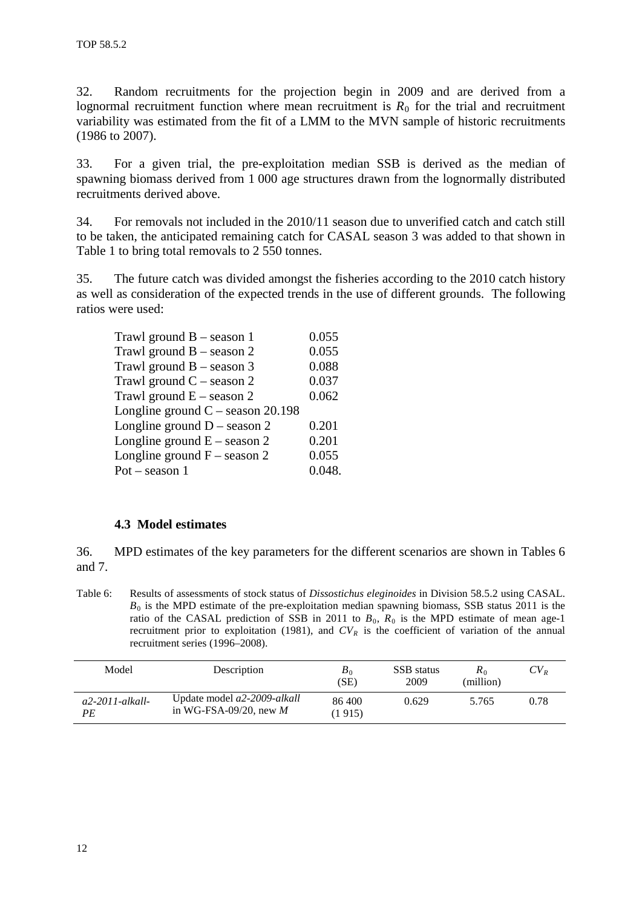32. Random recruitments for the projection begin in 2009 and are derived from a lognormal recruitment function where mean recruitment is $R_0$ for the trial and recruitment variability was estimated from the fit of a LMM to the MVN sample of historic recruitments (1986 to 2007).

33. For a given trial, the pre-exploitation median SSB is derived as the median of spawning biomass derived from 1 000 age structures drawn from the lognormally distributed recruitments derived above.

34. For removals not included in the 2010/11 season due to unverified catch and catch still to be taken, the anticipated remaining catch for CASAL season 3 was added to that shown in Table 1 to bring total removals to 2 550 tonnes.

35. The future catch was divided amongst the fisheries according to the 2010 catch history as well as consideration of the expected trends in the use of different grounds. The following ratios were used:

| | |
|---|---|
| Trawl ground B – season 1 | 0.055 |
| Trawl ground B – season 2 | 0.055 |
| Trawl ground B – season 3 | 0.088 |
| Trawl ground C – season 2 | 0.037 |
| Trawl ground E – season 2 | 0.062 |
| Longline ground C – season 2 | 0.198 |
| Longline ground D – season 2 | 0.201 |
| Longline ground E – season 2 | 0.201 |
| Longline ground F – season 2 | 0.055 |
| Pot – season 1 | 0.048. |

### 4.3 Model estimates

36. MPD estimates of the key parameters for the different scenarios are shown in Tables 6 and 7.

Table 6: Results of assessments of stock status of *Dissostichus eleginoides* in Division 58.5.2 using CASAL. $B_0$ is the MPD estimate of the pre-exploitation median spawning biomass, SSB status 2011 is the ratio of the CASAL prediction of SSB in 2011 to $B_0$, $R_0$ is the MPD estimate of mean age-1 recruitment prior to exploitation (1981), and $CV_R$ is the coefficient of variation of the annual recruitment series (1996–2008).

| Model | Description | $B_0$ (SE) | SSB status 2009 | $R_0$ (million) | $CV_R$ |
|---|---|---|---|---|---|
| *a2-2011-alkall-PE* | Update model *a2-2009-alkall* in WG-FSA-09/20, new *M* | 86 400 (1 915) | 0.629 | 5.765 | 0.78 |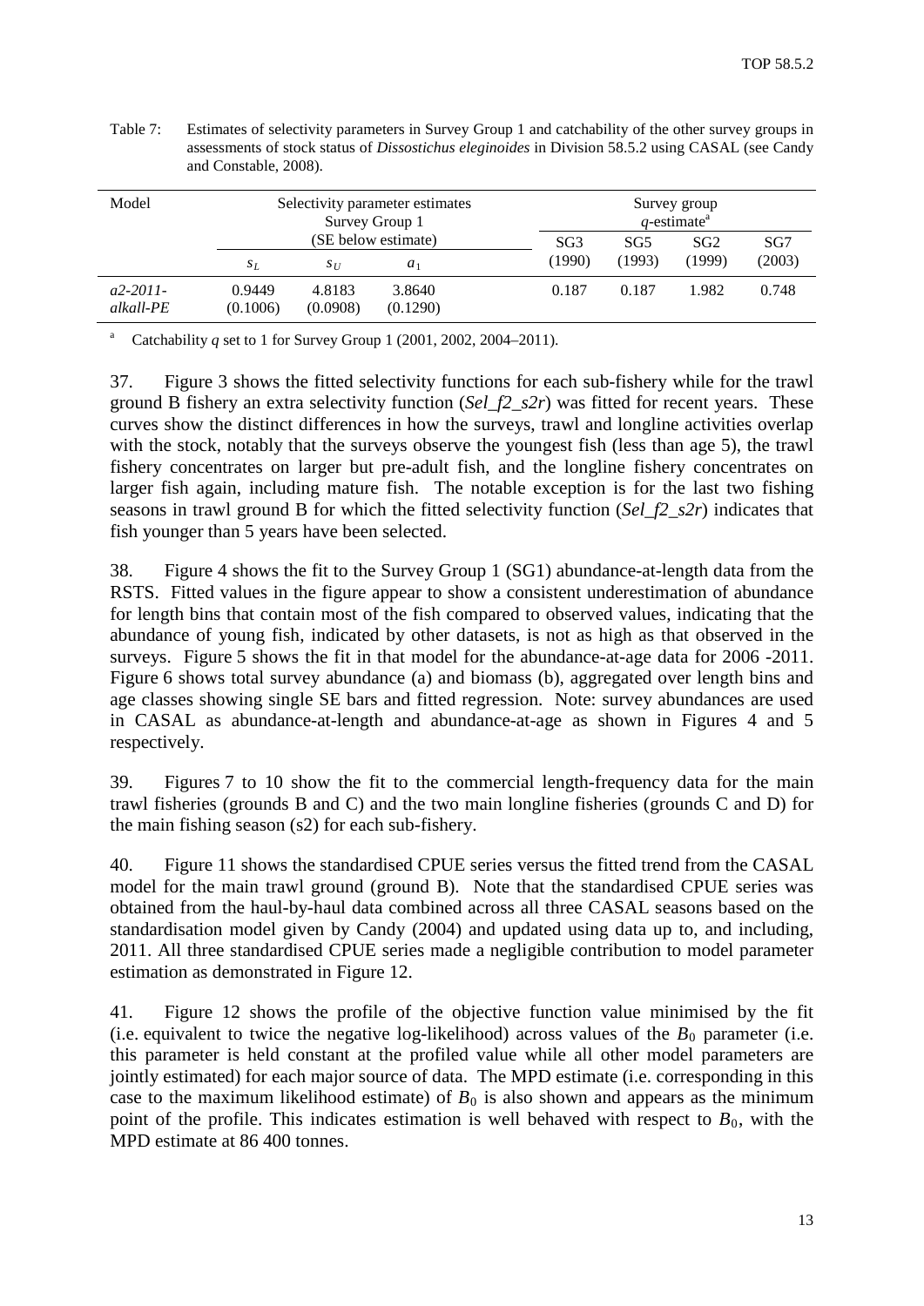Table 7: Estimates of selectivity parameters in Survey Group 1 and catchability of the other survey groups in assessments of stock status of *Dissostichus eleginoides* in Division 58.5.2 using CASAL (see Candy and Constable, 2008).

| Model | Selectivity parameter estimates Survey Group 1 (SE below estimate) | | | Survey group $q$-estimate[a] | | | |
|---|---|---|---|---|---|---|---|
| | $s_L$ | $s_U$ | $a_1$ | SG3 (1990) | SG5 (1993) | SG2 (1999) | SG7 (2003) |
| *a2-2011-alkall-PE* | 0.9449 (0.1006) | 4.8183 (0.0908) | 3.8640 (0.1290) | 0.187 | 0.187 | 1.982 | 0.748 |

[a] Catchability $q$ set to 1 for Survey Group 1 (2001, 2002, 2004–2011).

37. Figure 3 shows the fitted selectivity functions for each sub-fishery while for the trawl ground B fishery an extra selectivity function (*Sel_f2_s2r*) was fitted for recent years. These curves show the distinct differences in how the surveys, trawl and longline activities overlap with the stock, notably that the surveys observe the youngest fish (less than age 5), the trawl fishery concentrates on larger but pre-adult fish, and the longline fishery concentrates on larger fish again, including mature fish. The notable exception is for the last two fishing seasons in trawl ground B for which the fitted selectivity function (*Sel_f2_s2r*) indicates that fish younger than 5 years have been selected.

38. Figure 4 shows the fit to the Survey Group 1 (SG1) abundance-at-length data from the RSTS. Fitted values in the figure appear to show a consistent underestimation of abundance for length bins that contain most of the fish compared to observed values, indicating that the abundance of young fish, indicated by other datasets, is not as high as that observed in the surveys. Figure 5 shows the fit in that model for the abundance-at-age data for 2006 -2011. Figure 6 shows total survey abundance (a) and biomass (b), aggregated over length bins and age classes showing single SE bars and fitted regression. Note: survey abundances are used in CASAL as abundance-at-length and abundance-at-age as shown in Figures 4 and 5 respectively.

39. Figures 7 to 10 show the fit to the commercial length-frequency data for the main trawl fisheries (grounds B and C) and the two main longline fisheries (grounds C and D) for the main fishing season (s2) for each sub-fishery.

40. Figure 11 shows the standardised CPUE series versus the fitted trend from the CASAL model for the main trawl ground (ground B). Note that the standardised CPUE series was obtained from the haul-by-haul data combined across all three CASAL seasons based on the standardisation model given by Candy (2004) and updated using data up to, and including, 2011. All three standardised CPUE series made a negligible contribution to model parameter estimation as demonstrated in Figure 12.

41. Figure 12 shows the profile of the objective function value minimised by the fit (i.e. equivalent to twice the negative log-likelihood) across values of the $B_0$ parameter (i.e. this parameter is held constant at the profiled value while all other model parameters are jointly estimated) for each major source of data. The MPD estimate (i.e. corresponding in this case to the maximum likelihood estimate) of $B_0$ is also shown and appears as the minimum point of the profile. This indicates estimation is well behaved with respect to $B_0$, with the MPD estimate at 86 400 tonnes.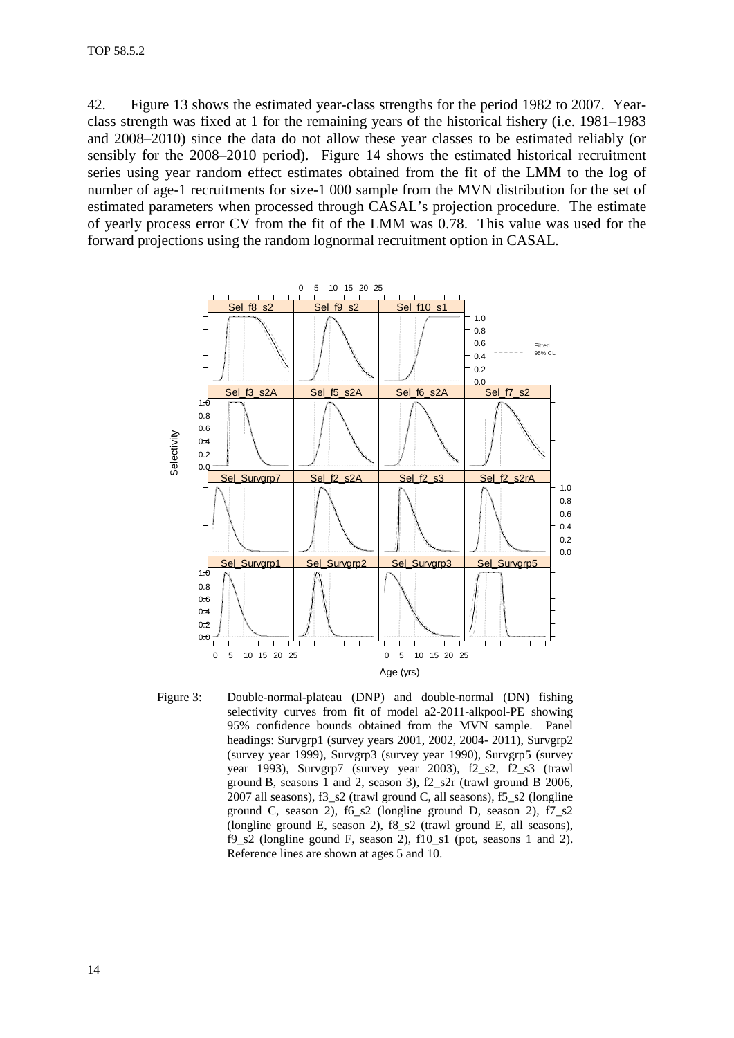42. Figure 13 shows the estimated year-class strengths for the period 1982 to 2007. Year-class strength was fixed at 1 for the remaining years of the historical fishery (i.e. 1981–1983 and 2008–2010) since the data do not allow these year classes to be estimated reliably (or sensibly for the 2008–2010 period). Figure 14 shows the estimated historical recruitment series using year random effect estimates obtained from the fit of the LMM to the log of number of age-1 recruitments for size-1 000 sample from the MVN distribution for the set of estimated parameters when processed through CASAL's projection procedure. The estimate of yearly process error CV from the fit of the LMM was 0.78. This value was used for the forward projections using the random lognormal recruitment option in CASAL.

Sel_f8_s2
Sel_f9_s2
Sel_f10_s1
Sel_f3_s2A
Sel_f5_s2A
Sel_f6_s2A
Sel_f7_s2
Sel_Survgrp7
Sel_f2_s2A
Sel_f2_s3
Sel_f2_s2rA
Sel_Survgrp1
Sel_Survgrp2
Sel_Survgrp3
Sel_Survgrp5

Fitted
95% CL

Selectivity

Age (yrs)

0.0 0.2 0.4 0.6 0.8 1.0

0 5 10 15 20 25

Figure 3: Double-normal-plateau (DNP) and double-normal (DN) fishing selectivity curves from fit of model a2-2011-alkpool-PE showing 95% confidence bounds obtained from the MVN sample. Panel headings: Survgrp1 (survey years 2001, 2002, 2004- 2011), Survgrp2 (survey year 1999), Survgrp3 (survey year 1990), Survgrp5 (survey year 1993), Survgrp7 (survey year 2003), f2_s2, f2_s3 (trawl ground B, seasons 1 and 2, season 3), f2_s2r (trawl ground B 2006, 2007 all seasons), f3_s2 (trawl ground C, all seasons), f5_s2 (longline ground C, season 2), f6_s2 (longline ground D, season 2), f7_s2 (longline ground E, season 2), f8_s2 (trawl ground E, all seasons), f9_s2 (longline gound F, season 2), f10_s1 (pot, seasons 1 and 2). Reference lines are shown at ages 5 and 10.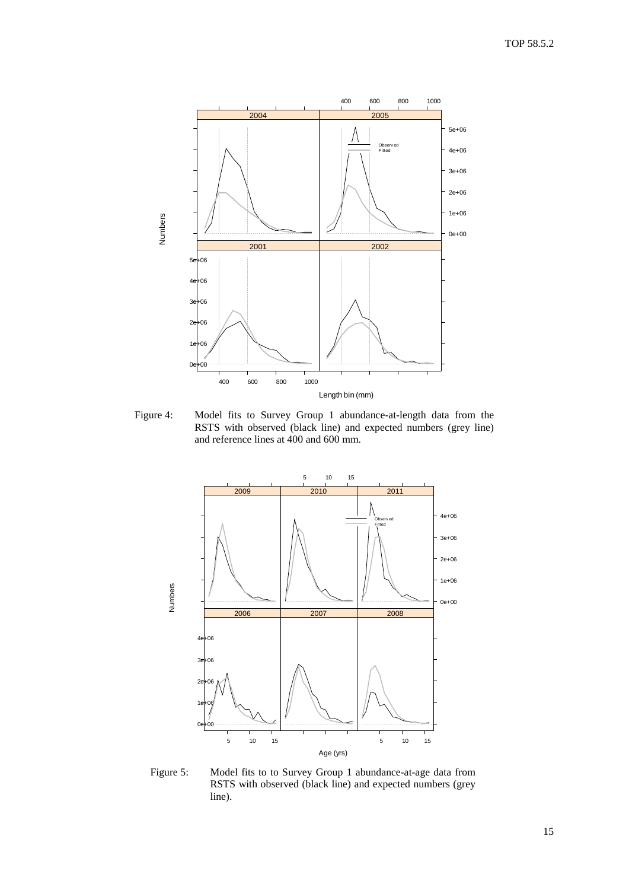2004

2005

400 600 800 1000

5e+06
4e+06
3e+06
2e+06
1e+06
0e+00

Observed
Fitted

Numbers

2001

2002

5e+06
4e+06
3e+06
2e+06
1e+06
0e+00

400 600 800 1000

Length bin (mm)

Figure 4: Model fits to Survey Group 1 abundance-at-length data from the RSTS with observed (black line) and expected numbers (grey line) and reference lines at 400 and 600 mm.

2009

2010

2011

5 10 15

4e+06
3e+06
2e+06
1e+06
0e+00

Observed
Fitted

Numbers

2006

2007

2008

4e+06
3e+06
2e+06
1e+06
0e+00

5 10 15

5 10 15

Age (yrs)

Figure 5: Model fits to to Survey Group 1 abundance-at-age data from RSTS with observed (black line) and expected numbers (grey line).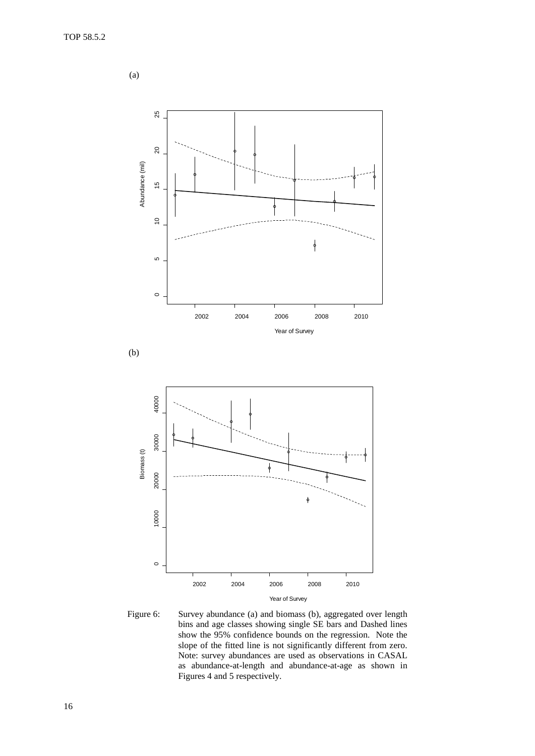(a)

Abundance (mil)

25
20
15
10
5
0

2002
2004
2006
2008
2010

Year of Survey

(b)

Biomass (t)

40000
30000
20000
10000
0

2002
2004
2006
2008
2010

Year of Survey

Figure 6: Survey abundance (a) and biomass (b), aggregated over length bins and age classes showing single SE bars and Dashed lines show the 95% confidence bounds on the regression. Note the slope of the fitted line is not significantly different from zero. Note: survey abundances are used as observations in CASAL as abundance-at-length and abundance-at-age as shown in Figures 4 and 5 respectively.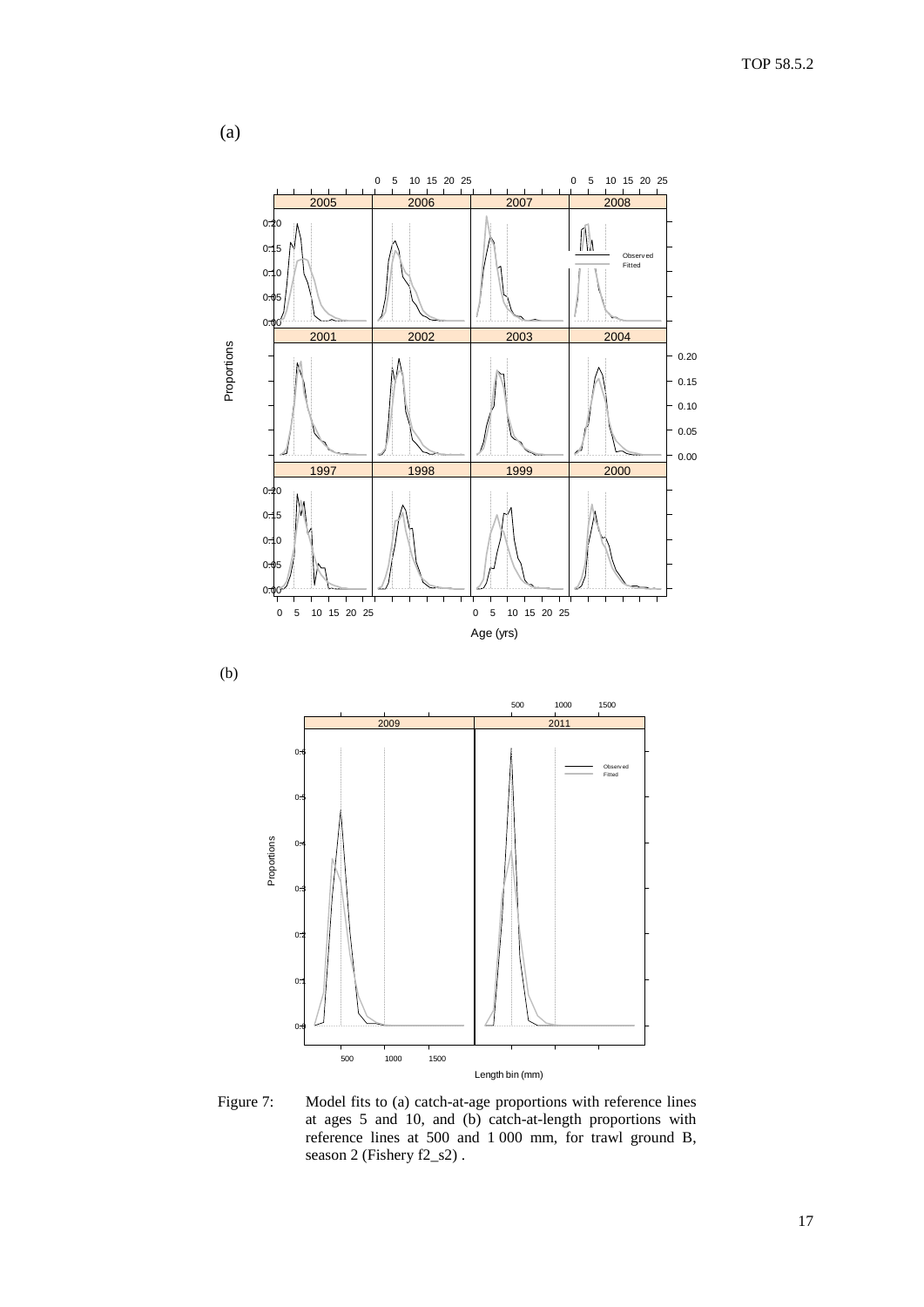(a)

2005
2006
2007
2008

0.20
0.15
0.10
0.05
0.00

Observed
Fitted

2001
2002
2003
2004

0.20
0.15
0.10
0.05
0.00

1997
1998
1999
2000

0 5 10 15 20 25

Proportions

Age (yrs)

(b)

2009
2011

500 1000 1500

Observed
Fitted

Proportions

Length bin (mm)

Figure 7: Model fits to (a) catch-at-age proportions with reference lines at ages 5 and 10, and (b) catch-at-length proportions with reference lines at 500 and 1 000 mm, for trawl ground B, season 2 (Fishery f2_s2) .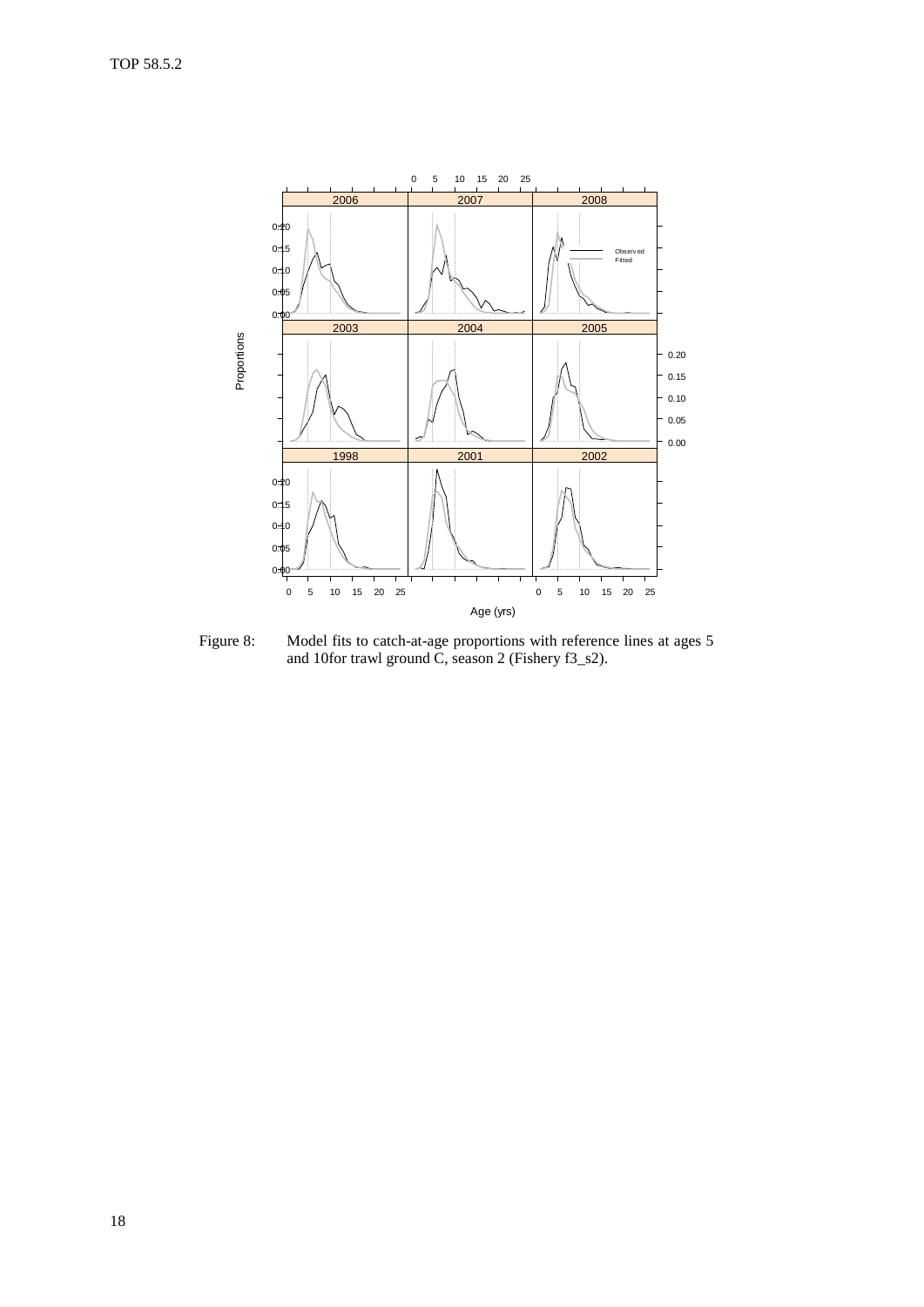0 5 10 15 20 25

2006 2007 2008

0.20
0.15
0.10
0.05
0.00

Observed
Fitted

2003 2004 2005

0.20
0.15
0.10
0.05
0.00

Proportions

1998 2001 2002

0.20
0.15
0.10
0.05
0.00

0 5 10 15 20 25 0 5 10 15 20 25

Age (yrs)

Figure 8: Model fits to catch-at-age proportions with reference lines at ages 5 and 10for trawl ground C, season 2 (Fishery f3_s2).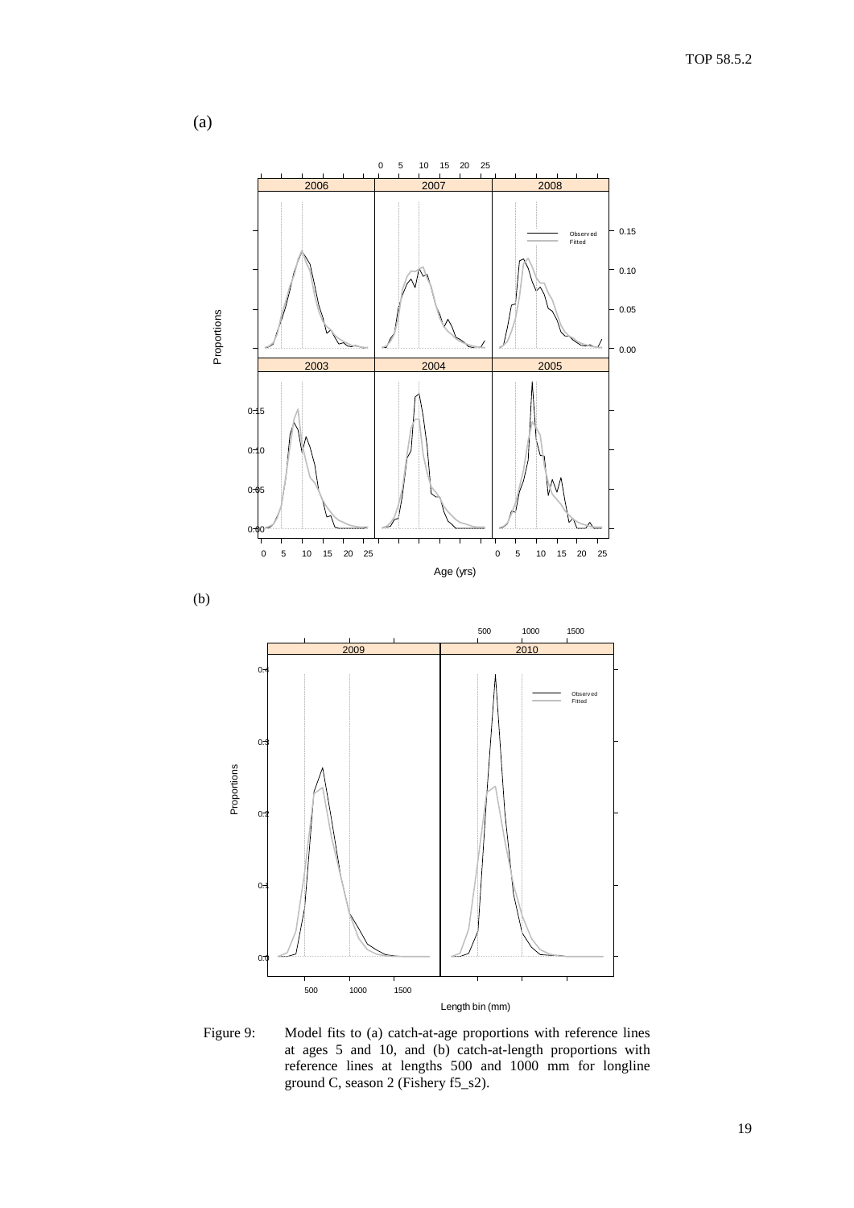(a)

2006
2007
2008
2003
2004
2005

Observed
Fitted

Proportions

0.15
0.10
0.05
0.00

0 5 10 15 20 25

Age (yrs)

(b)

2009
2010

Observed
Fitted

Proportions

0.4
0.3
0.2
0.1
0.0

500 1000 1500

Length bin (mm)

Figure 9: Model fits to (a) catch-at-age proportions with reference lines at ages 5 and 10, and (b) catch-at-length proportions with reference lines at lengths 500 and 1000 mm for longline ground C, season 2 (Fishery f5_s2).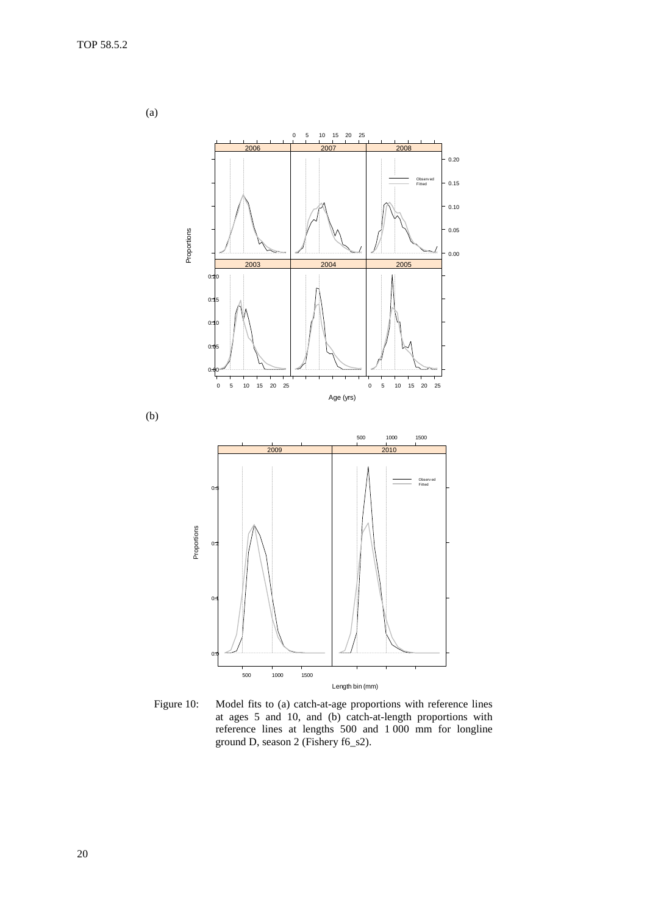(a)

0 5 10 15 20 25

2006 2007 2008

0.20
0.15
0.10
0.05
0.00

Observed
Fitted

Proportions

2003 2004 2005

0.20
0.15
0.10
0.05
0.00

0 5 10 15 20 25 0 5 10 15 20 25

Age (yrs)

(b)

500 1000 1500

2009 2010

Observed
Fitted

0.3
0.2
0.1
0.0

Proportions

500 1000 1500

Length bin (mm)

Figure 10: Model fits to (a) catch-at-age proportions with reference lines at ages 5 and 10, and (b) catch-at-length proportions with reference lines at lengths 500 and 1 000 mm for longline ground D, season 2 (Fishery f6_s2).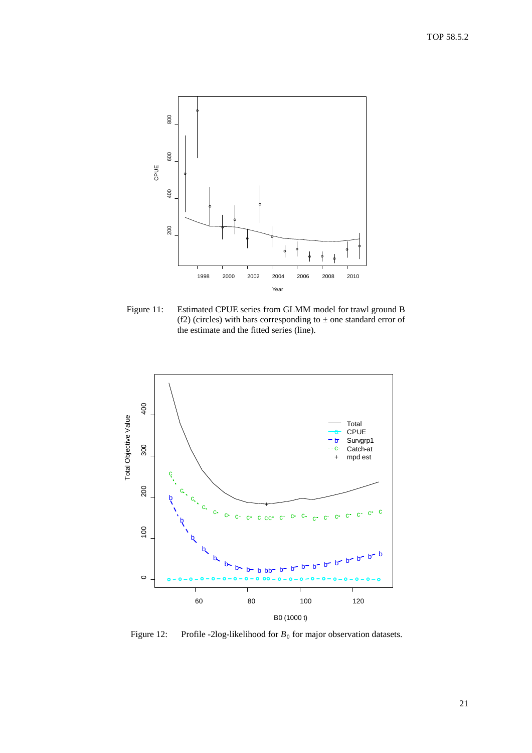CPUE

800
600
400
200

1998
2000
2002
2004
2006
2008
2010

Year

Figure 11: Estimated CPUE series from GLMM model for trawl ground B (f2) (circles) with bars corresponding to ± one standard error of the estimate and the fitted series (line).

Total Objective Value

400
300
200
100
0

60
80
100
120

B0 (1000 t)

Total
CPUE
Survgrp1
Catch-at
mpd est

Figure 12: Profile -2log-likelihood for $B_0$ for major observation datasets.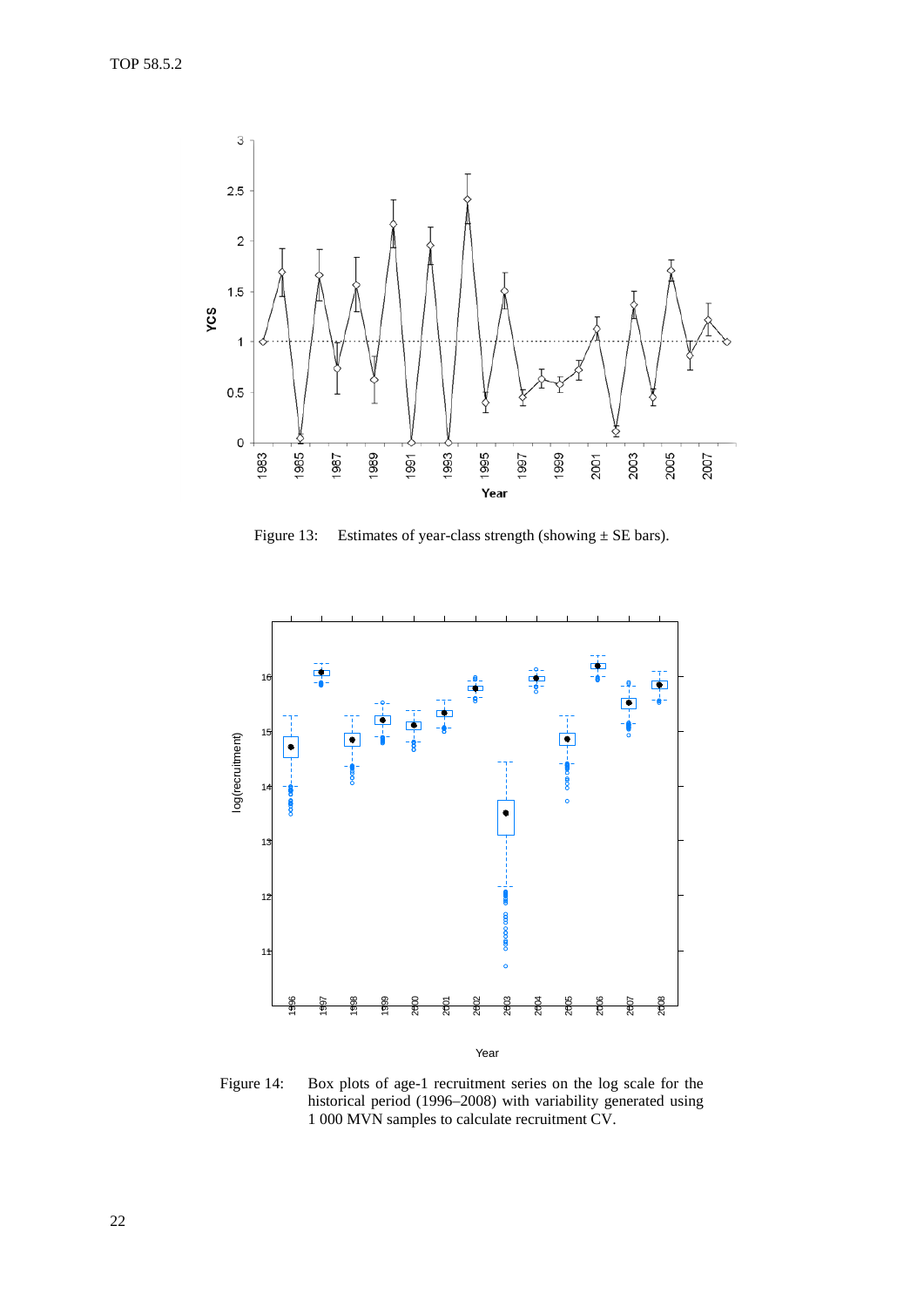3
2.5
2
1.5
1
0.5
0

YCS

1983
1985
1987
1989
1991
1993
1995
1997
1999
2001
2003
2005
2007

Year

Figure 13: Estimates of year-class strength (showing ± SE bars).

16
15
14
13
12
11

log(recruitment)

1996
1997
1998
1999
2000
2001
2002
2003
2004
2005
2006
2007
2008

Year

Figure 14: Box plots of age-1 recruitment series on the log scale for the historical period (1996–2008) with variability generated using 1 000 MVN samples to calculate recruitment CV.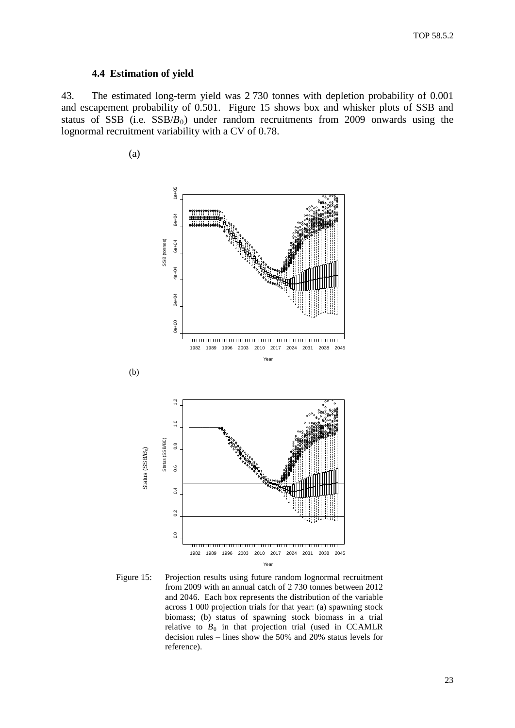### 4.4 Estimation of yield

43. The estimated long-term yield was 2 730 tonnes with depletion probability of 0.001 and escapement probability of 0.501. Figure 15 shows box and whisker plots of SSB and status of SSB (i.e. SSB/$B_0$) under random recruitments from 2009 onwards using the lognormal recruitment variability with a CV of 0.78.

(a)

SSB (tonnes)

0e+00
2e+04
4e+04
6e+04
8e+04
1e+05

1982 1989 1996 2003 2010 2017 2024 2031 2038 2045

Year

(b)

Status (SSB/$B_0$)

Status (SSB/B0)

0.0
0.2
0.4
0.6
0.8
1.0
1.2

1982 1989 1996 2003 2010 2017 2024 2031 2038 2045

Year

Figure 15: Projection results using future random lognormal recruitment from 2009 with an annual catch of 2 730 tonnes between 2012 and 2046. Each box represents the distribution of the variable across 1 000 projection trials for that year: (a) spawning stock biomass; (b) status of spawning stock biomass in a trial relative to $B_0$ in that projection trial (used in CCAMLR decision rules – lines show the 50% and 20% status levels for reference).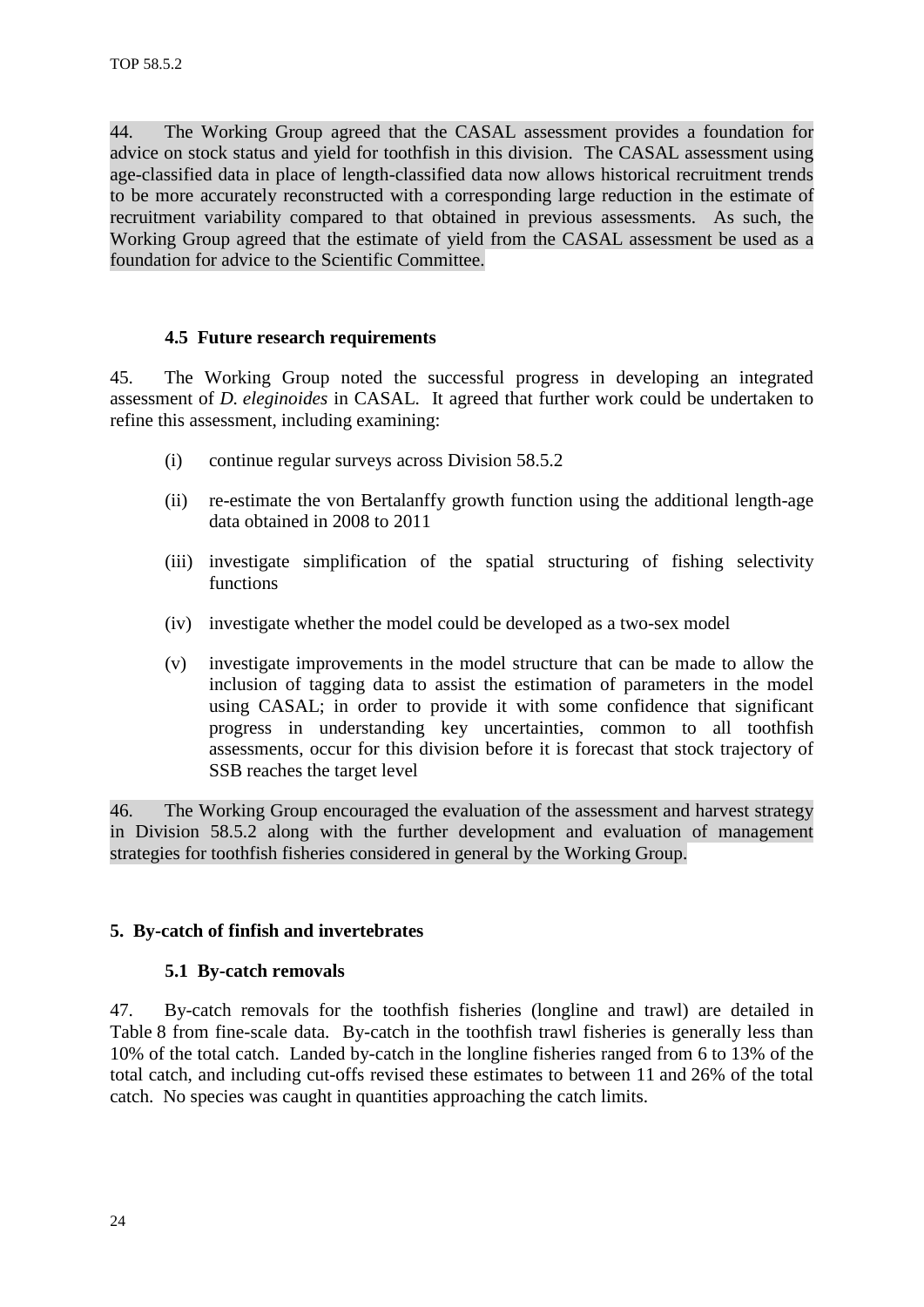44. The Working Group agreed that the CASAL assessment provides a foundation for advice on stock status and yield for toothfish in this division. The CASAL assessment using age-classified data in place of length-classified data now allows historical recruitment trends to be more accurately reconstructed with a corresponding large reduction in the estimate of recruitment variability compared to that obtained in previous assessments. As such, the Working Group agreed that the estimate of yield from the CASAL assessment be used as a foundation for advice to the Scientific Committee.

### 4.5 Future research requirements

45. The Working Group noted the successful progress in developing an integrated assessment of *D. eleginoides* in CASAL. It agreed that further work could be undertaken to refine this assessment, including examining:

(i) continue regular surveys across Division 58.5.2

(ii) re-estimate the von Bertalanffy growth function using the additional length-age data obtained in 2008 to 2011

(iii) investigate simplification of the spatial structuring of fishing selectivity functions

(iv) investigate whether the model could be developed as a two-sex model

(v) investigate improvements in the model structure that can be made to allow the inclusion of tagging data to assist the estimation of parameters in the model using CASAL; in order to provide it with some confidence that significant progress in understanding key uncertainties, common to all toothfish assessments, occur for this division before it is forecast that stock trajectory of SSB reaches the target level

46. The Working Group encouraged the evaluation of the assessment and harvest strategy in Division 58.5.2 along with the further development and evaluation of management strategies for toothfish fisheries considered in general by the Working Group.

## 5. By-catch of finfish and invertebrates

### 5.1 By-catch removals

47. By-catch removals for the toothfish fisheries (longline and trawl) are detailed in Table 8 from fine-scale data. By-catch in the toothfish trawl fisheries is generally less than 10% of the total catch. Landed by-catch in the longline fisheries ranged from 6 to 13% of the total catch, and including cut-offs revised these estimates to between 11 and 26% of the total catch. No species was caught in quantities approaching the catch limits.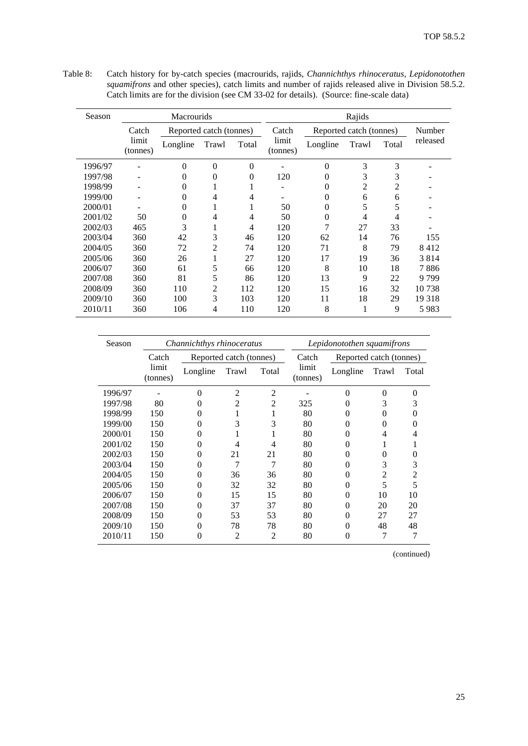Table 8: Catch history for by-catch species (macrourids, rajids, *Channichthys rhinoceratus*, *Lepidonotothen squamifrons* and other species), catch limits and number of rajids released alive in Division 58.5.2. Catch limits are for the division (see CM 33-02 for details). (Source: fine-scale data)

| Season | Macrourids | | | | Rajids | | | | |
|---|---|---|---|---|---|---|---|---|---|
| | Catch limit (tonnes) | Reported catch (tonnes) | | | Catch limit (tonnes) | Reported catch (tonnes) | | | Number released |
| | | Longline | Trawl | Total | | Longline | Trawl | Total | |
| 1996/97 | - | 0 | 0 | 0 | - | 0 | 3 | 3 | - |
| 1997/98 | - | 0 | 0 | 0 | 120 | 0 | 3 | 3 | - |
| 1998/99 | - | 0 | 1 | 1 | - | 0 | 2 | 2 | - |
| 1999/00 | - | 0 | 4 | 4 | - | 0 | 6 | 6 | - |
| 2000/01 | - | 0 | 1 | 1 | 50 | 0 | 5 | 5 | - |
| 2001/02 | 50 | 0 | 4 | 4 | 50 | 0 | 4 | 4 | - |
| 2002/03 | 465 | 3 | 1 | 4 | 120 | 7 | 27 | 33 | - |
| 2003/04 | 360 | 42 | 3 | 46 | 120 | 62 | 14 | 76 | 155 |
| 2004/05 | 360 | 72 | 2 | 74 | 120 | 71 | 8 | 79 | 8 412 |
| 2005/06 | 360 | 26 | 1 | 27 | 120 | 17 | 19 | 36 | 3 814 |
| 2006/07 | 360 | 61 | 5 | 66 | 120 | 8 | 10 | 18 | 7 886 |
| 2007/08 | 360 | 81 | 5 | 86 | 120 | 13 | 9 | 22 | 9 799 |
| 2008/09 | 360 | 110 | 2 | 112 | 120 | 15 | 16 | 32 | 10 738 |
| 2009/10 | 360 | 100 | 3 | 103 | 120 | 11 | 18 | 29 | 19 318 |
| 2010/11 | 360 | 106 | 4 | 110 | 120 | 8 | 1 | 9 | 5 983 |

| Season | *Channichthys rhinoceratus* | | | | *Lepidonotothen squamifrons* | | | |
|---|---|---|---|---|---|---|---|---|
| | Catch limit (tonnes) | Reported catch (tonnes) | | | Catch limit (tonnes) | Reported catch (tonnes) | | |
| | | Longline | Trawl | Total | | Longline | Trawl | Total |
| 1996/97 | - | 0 | 2 | 2 | - | 0 | 0 | 0 |
| 1997/98 | 80 | 0 | 2 | 2 | 325 | 0 | 3 | 3 |
| 1998/99 | 150 | 0 | 1 | 1 | 80 | 0 | 0 | 0 |
| 1999/00 | 150 | 0 | 3 | 3 | 80 | 0 | 0 | 0 |
| 2000/01 | 150 | 0 | 1 | 1 | 80 | 0 | 4 | 4 |
| 2001/02 | 150 | 0 | 4 | 4 | 80 | 0 | 1 | 1 |
| 2002/03 | 150 | 0 | 21 | 21 | 80 | 0 | 0 | 0 |
| 2003/04 | 150 | 0 | 7 | 7 | 80 | 0 | 3 | 3 |
| 2004/05 | 150 | 0 | 36 | 36 | 80 | 0 | 2 | 2 |
| 2005/06 | 150 | 0 | 32 | 32 | 80 | 0 | 5 | 5 |
| 2006/07 | 150 | 0 | 15 | 15 | 80 | 0 | 10 | 10 |
| 2007/08 | 150 | 0 | 37 | 37 | 80 | 0 | 20 | 20 |
| 2008/09 | 150 | 0 | 53 | 53 | 80 | 0 | 27 | 27 |
| 2009/10 | 150 | 0 | 78 | 78 | 80 | 0 | 48 | 48 |
| 2010/11 | 150 | 0 | 2 | 2 | 80 | 0 | 7 | 7 |

(continued)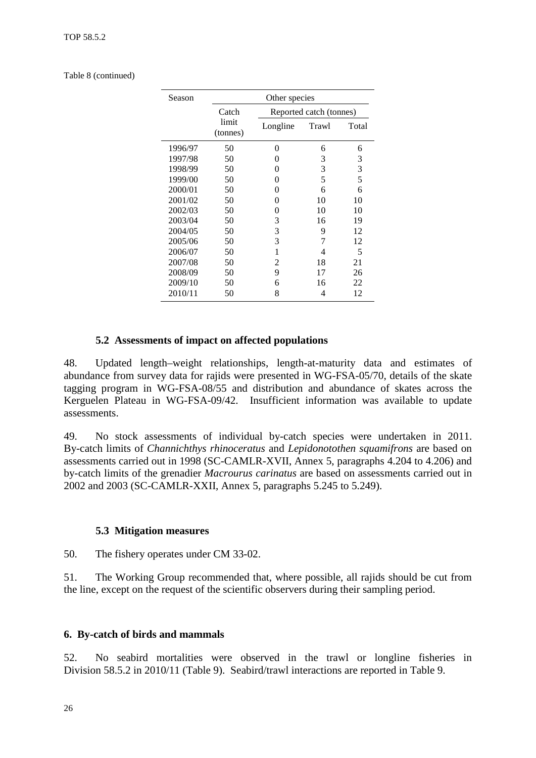Table 8 (continued)

| Season | Other species | | | |
|---|---|---|---|---|
| | Catch limit (tonnes) | Reported catch (tonnes) | | |
| | | Longline | Trawl | Total |
| 1996/97 | 50 | 0 | 6 | 6 |
| 1997/98 | 50 | 0 | 3 | 3 |
| 1998/99 | 50 | 0 | 3 | 3 |
| 1999/00 | 50 | 0 | 5 | 5 |
| 2000/01 | 50 | 0 | 6 | 6 |
| 2001/02 | 50 | 0 | 10 | 10 |
| 2002/03 | 50 | 0 | 10 | 10 |
| 2003/04 | 50 | 3 | 16 | 19 |
| 2004/05 | 50 | 3 | 9 | 12 |
| 2005/06 | 50 | 3 | 7 | 12 |
| 2006/07 | 50 | 1 | 4 | 5 |
| 2007/08 | 50 | 2 | 18 | 21 |
| 2008/09 | 50 | 9 | 17 | 26 |
| 2009/10 | 50 | 6 | 16 | 22 |
| 2010/11 | 50 | 8 | 4 | 12 |

### 5.2 Assessments of impact on affected populations

48. Updated length–weight relationships, length-at-maturity data and estimates of abundance from survey data for rajids were presented in WG-FSA-05/70, details of the skate tagging program in WG-FSA-08/55 and distribution and abundance of skates across the Kerguelen Plateau in WG-FSA-09/42. Insufficient information was available to update assessments.

49. No stock assessments of individual by-catch species were undertaken in 2011. By-catch limits of *Channichthys rhinoceratus* and *Lepidonotothen squamifrons* are based on assessments carried out in 1998 (SC-CAMLR-XVII, Annex 5, paragraphs 4.204 to 4.206) and by-catch limits of the grenadier *Macrourus carinatus* are based on assessments carried out in 2002 and 2003 (SC-CAMLR-XXII, Annex 5, paragraphs 5.245 to 5.249).

### 5.3 Mitigation measures

50. The fishery operates under CM 33-02.

51. The Working Group recommended that, where possible, all rajids should be cut from the line, except on the request of the scientific observers during their sampling period.

## 6. By-catch of birds and mammals

52. No seabird mortalities were observed in the trawl or longline fisheries in Division 58.5.2 in 2010/11 (Table 9). Seabird/trawl interactions are reported in Table 9.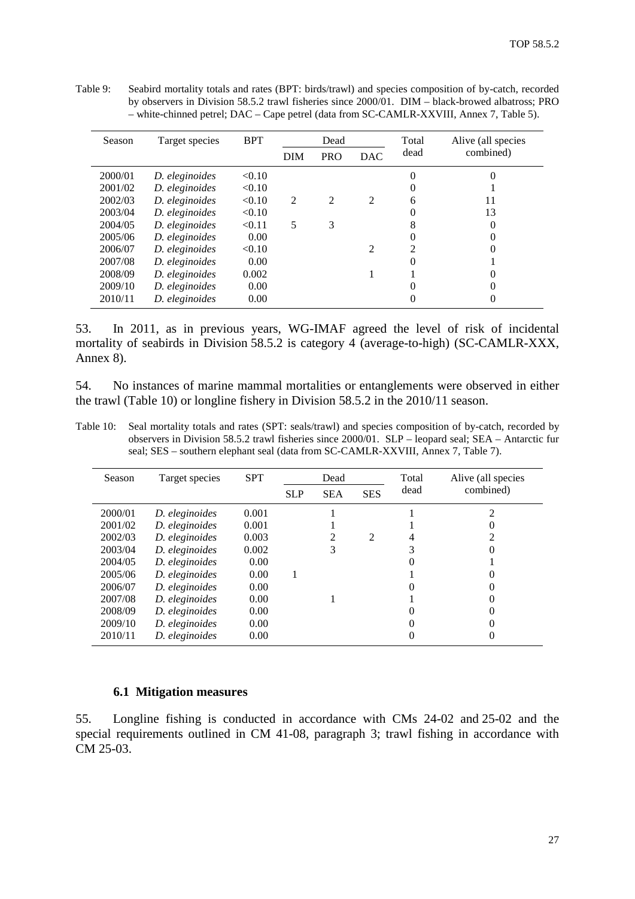Table 9: Seabird mortality totals and rates (BPT: birds/trawl) and species composition of by-catch, recorded by observers in Division 58.5.2 trawl fisheries since 2000/01. DIM – black-browed albatross; PRO – white-chinned petrel; DAC – Cape petrel (data from SC-CAMLR-XXVIII, Annex 7, Table 5).

| Season | Target species | BPT | Dead | | | Total dead | Alive (all species combined) |
|---|---|---|---|---|---|---|---|
| | | | DIM | PRO | DAC | | |
| 2000/01 | *D. eleginoides* | <0.10 | | | | 0 | 0 |
| 2001/02 | *D. eleginoides* | <0.10 | | | | 0 | 1 |
| 2002/03 | *D. eleginoides* | <0.10 | 2 | 2 | 2 | 6 | 11 |
| 2003/04 | *D. eleginoides* | <0.10 | | | | 0 | 13 |
| 2004/05 | *D. eleginoides* | <0.11 | 5 | 3 | | 8 | 0 |
| 2005/06 | *D. eleginoides* | 0.00 | | | | 0 | 0 |
| 2006/07 | *D. eleginoides* | <0.10 | | | 2 | 2 | 0 |
| 2007/08 | *D. eleginoides* | 0.00 | | | | 0 | 1 |
| 2008/09 | *D. eleginoides* | 0.002 | | | 1 | 1 | 0 |
| 2009/10 | *D. eleginoides* | 0.00 | | | | 0 | 0 |
| 2010/11 | *D. eleginoides* | 0.00 | | | | 0 | 0 |

53. In 2011, as in previous years, WG-IMAF agreed the level of risk of incidental mortality of seabirds in Division 58.5.2 is category 4 (average-to-high) (SC-CAMLR-XXX, Annex 8).

54. No instances of marine mammal mortalities or entanglements were observed in either the trawl (Table 10) or longline fishery in Division 58.5.2 in the 2010/11 season.

Table 10: Seal mortality totals and rates (SPT: seals/trawl) and species composition of by-catch, recorded by observers in Division 58.5.2 trawl fisheries since 2000/01. SLP – leopard seal; SEA – Antarctic fur seal; SES – southern elephant seal (data from SC-CAMLR-XXVIII, Annex 7, Table 7).

| Season | Target species | SPT | Dead | | | Total dead | Alive (all species combined) |
|---|---|---|---|---|---|---|---|
| | | | SLP | SEA | SES | | |
| 2000/01 | *D. eleginoides* | 0.001 | | 1 | | 1 | 2 |
| 2001/02 | *D. eleginoides* | 0.001 | | 1 | | 1 | 0 |
| 2002/03 | *D. eleginoides* | 0.003 | | 2 | 2 | 4 | 2 |
| 2003/04 | *D. eleginoides* | 0.002 | | 3 | | 3 | 0 |
| 2004/05 | *D. eleginoides* | 0.00 | | | | 0 | 1 |
| 2005/06 | *D. eleginoides* | 0.00 | 1 | | | 1 | 0 |
| 2006/07 | *D. eleginoides* | 0.00 | | | | 0 | 0 |
| 2007/08 | *D. eleginoides* | 0.00 | | 1 | | 1 | 0 |
| 2008/09 | *D. eleginoides* | 0.00 | | | | 0 | 0 |
| 2009/10 | *D. eleginoides* | 0.00 | | | | 0 | 0 |
| 2010/11 | *D. eleginoides* | 0.00 | | | | 0 | 0 |

### 6.1 Mitigation measures

55. Longline fishing is conducted in accordance with CMs 24-02 and 25-02 and the special requirements outlined in CM 41-08, paragraph 3; trawl fishing in accordance with CM 25-03.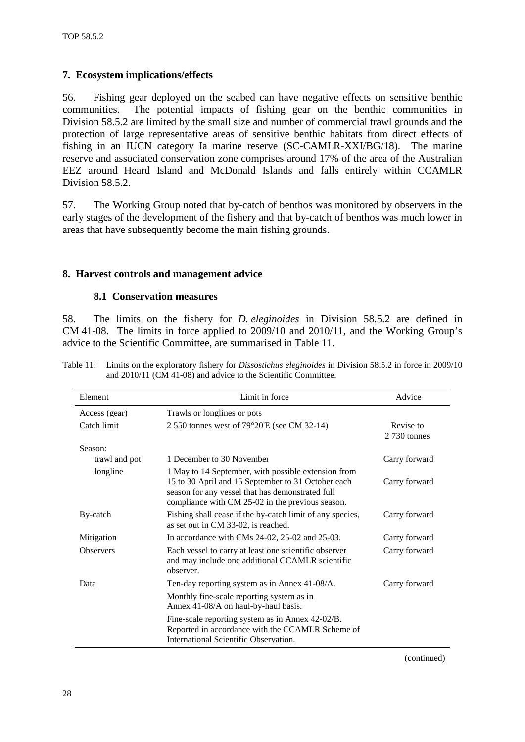## 7. Ecosystem implications/effects

56. Fishing gear deployed on the seabed can have negative effects on sensitive benthic communities. The potential impacts of fishing gear on the benthic communities in Division 58.5.2 are limited by the small size and number of commercial trawl grounds and the protection of large representative areas of sensitive benthic habitats from direct effects of fishing in an IUCN category Ia marine reserve (SC-CAMLR-XXI/BG/18). The marine reserve and associated conservation zone comprises around 17% of the area of the Australian EEZ around Heard Island and McDonald Islands and falls entirely within CCAMLR Division 58.5.2.

57. The Working Group noted that by-catch of benthos was monitored by observers in the early stages of the development of the fishery and that by-catch of benthos was much lower in areas that have subsequently become the main fishing grounds.

## 8. Harvest controls and management advice

### 8.1 Conservation measures

58. The limits on the fishery for *D. eleginoides* in Division 58.5.2 are defined in CM 41-08. The limits in force applied to 2009/10 and 2010/11, and the Working Group's advice to the Scientific Committee, are summarised in Table 11.

Table 11: Limits on the exploratory fishery for *Dissostichus eleginoides* in Division 58.5.2 in force in 2009/10 and 2010/11 (CM 41-08) and advice to the Scientific Committee.

| Element | Limit in force | Advice |
|---|---|---|
| Access (gear) | Trawls or longlines or pots | |
| Catch limit | 2 550 tonnes west of 79°20'E (see CM 32-14) | Revise to 2 730 tonnes |
| Season: | | |
| trawl and pot | 1 December to 30 November | Carry forward |
| longline | 1 May to 14 September, with possible extension from 15 to 30 April and 15 September to 31 October each season for any vessel that has demonstrated full compliance with CM 25-02 in the previous season. | Carry forward |
| By-catch | Fishing shall cease if the by-catch limit of any species, as set out in CM 33-02, is reached. | Carry forward |
| Mitigation | In accordance with CMs 24-02, 25-02 and 25-03. | Carry forward |
| Observers | Each vessel to carry at least one scientific observer and may include one additional CCAMLR scientific observer. | Carry forward |
| Data | Ten-day reporting system as in Annex 41-08/A. | Carry forward |
| | Monthly fine-scale reporting system as in Annex 41-08/A on haul-by-haul basis. | |
| | Fine-scale reporting system as in Annex 42-02/B. Reported in accordance with the CCAMLR Scheme of International Scientific Observation. | |

(continued)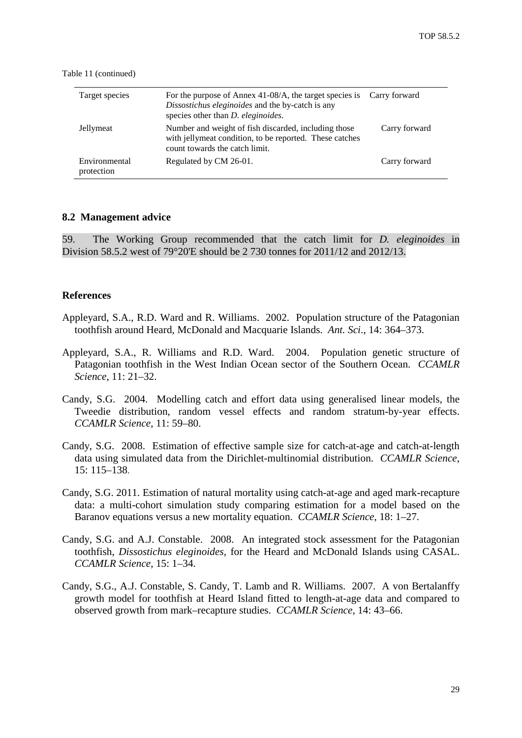Table 11 (continued)

| | | |
|---|---|---|
| Target species | For the purpose of Annex 41-08/A, the target species is *Dissostichus eleginoides* and the by-catch is any species other than *D. eleginoides.* | Carry forward |
| Jellymeat | Number and weight of fish discarded, including those with jellymeat condition, to be reported. These catches count towards the catch limit. | Carry forward |
| Environmental protection | Regulated by CM 26-01. | Carry forward |

## 8.2 Management advice

59. The Working Group recommended that the catch limit for *D. eleginoides* in Division 58.5.2 west of 79°20'E should be 2 730 tonnes for 2011/12 and 2012/13.

## References

Appleyard, S.A., R.D. Ward and R. Williams. 2002. Population structure of the Patagonian toothfish around Heard, McDonald and Macquarie Islands. *Ant. Sci*., 14: 364–373.

Appleyard, S.A., R. Williams and R.D. Ward. 2004. Population genetic structure of Patagonian toothfish in the West Indian Ocean sector of the Southern Ocean. *CCAMLR Science*, 11: 21–32.

Candy, S.G. 2004. Modelling catch and effort data using generalised linear models, the Tweedie distribution, random vessel effects and random stratum-by-year effects. *CCAMLR Science*, 11: 59–80.

Candy, S.G. 2008. Estimation of effective sample size for catch-at-age and catch-at-length data using simulated data from the Dirichlet-multinomial distribution. *CCAMLR Science*, 15: 115–138.

Candy, S.G. 2011. Estimation of natural mortality using catch-at-age and aged mark-recapture data: a multi-cohort simulation study comparing estimation for a model based on the Baranov equations versus a new mortality equation. *CCAMLR Science*, 18: 1–27.

Candy, S.G. and A.J. Constable. 2008. An integrated stock assessment for the Patagonian toothfish, *Dissostichus eleginoides*, for the Heard and McDonald Islands using CASAL. *CCAMLR Science*, 15: 1–34.

Candy, S.G., A.J. Constable, S. Candy, T. Lamb and R. Williams. 2007. A von Bertalanffy growth model for toothfish at Heard Island fitted to length-at-age data and compared to observed growth from mark–recapture studies. *CCAMLR Science*, 14: 43–66.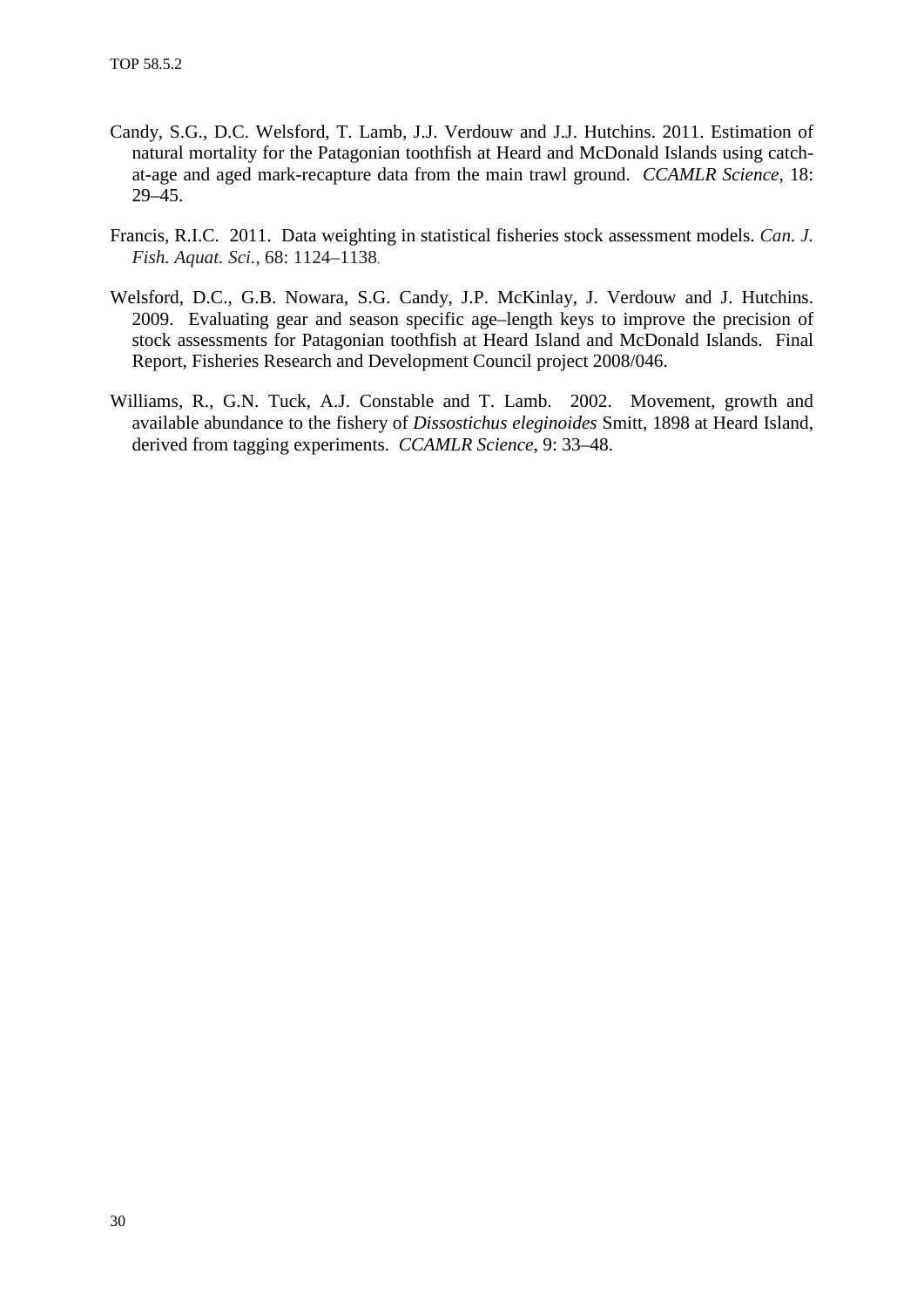Candy, S.G., D.C. Welsford, T. Lamb, J.J. Verdouw and J.J. Hutchins. 2011. Estimation of natural mortality for the Patagonian toothfish at Heard and McDonald Islands using catch-at-age and aged mark-recapture data from the main trawl ground. *CCAMLR Science*, 18: 29–45.

Francis, R.I.C. 2011. Data weighting in statistical fisheries stock assessment models. *Can. J. Fish. Aquat. Sci.*, 68: 1124–1138.

Welsford, D.C., G.B. Nowara, S.G. Candy, J.P. McKinlay, J. Verdouw and J. Hutchins. 2009. Evaluating gear and season specific age–length keys to improve the precision of stock assessments for Patagonian toothfish at Heard Island and McDonald Islands. Final Report, Fisheries Research and Development Council project 2008/046.

Williams, R., G.N. Tuck, A.J. Constable and T. Lamb. 2002. Movement, growth and available abundance to the fishery of *Dissostichus eleginoides* Smitt, 1898 at Heard Island, derived from tagging experiments. *CCAMLR Science*, 9: 33–48.